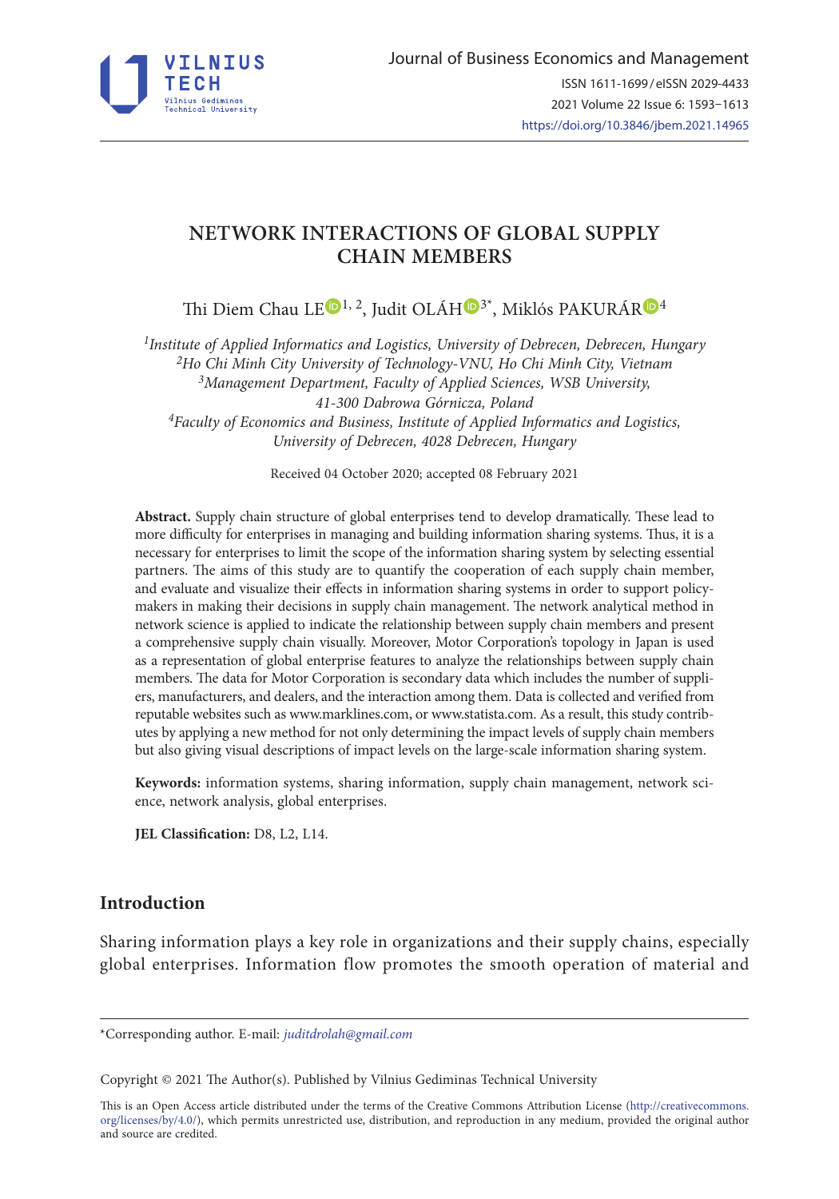# NETWORK INTERACTIONS OF GLOBAL SUPPLY CHAIN MEMBERS

Thi Diem Chau LE[1, 2], Judit OLÁH[3*], Miklós PAKURÁR[4]

*[1]Institute of Applied Informatics and Logistics, University of Debrecen, Debrecen, Hungary*
*[2]Ho Chi Minh City University of Technology-VNU, Ho Chi Minh City, Vietnam*
*[3]Management Department, Faculty of Applied Sciences, WSB University, 41-300 Dabrowa Górnicza, Poland*
*[4]Faculty of Economics and Business, Institute of Applied Informatics and Logistics, University of Debrecen, 4028 Debrecen, Hungary*

Received 04 October 2020; accepted 08 February 2021

**Abstract.** Supply chain structure of global enterprises tend to develop dramatically. These lead to more difficulty for enterprises in managing and building information sharing systems. Thus, it is a necessary for enterprises to limit the scope of the information sharing system by selecting essential partners. The aims of this study are to quantify the cooperation of each supply chain member, and evaluate and visualize their effects in information sharing systems in order to support policy-makers in making their decisions in supply chain management. The network analytical method in network science is applied to indicate the relationship between supply chain members and present a comprehensive supply chain visually. Moreover, Motor Corporation's topology in Japan is used as a representation of global enterprise features to analyze the relationships between supply chain members. The data for Motor Corporation is secondary data which includes the number of suppliers, manufacturers, and dealers, and the interaction among them. Data is collected and verified from reputable websites such as www.marklines.com, or www.statista.com. As a result, this study contributes by applying a new method for not only determining the impact levels of supply chain members but also giving visual descriptions of impact levels on the large-scale information sharing system.

**Keywords:** information systems, sharing information, supply chain management, network science, network analysis, global enterprises.

**JEL Classification:** D8, L2, L14.

## Introduction

Sharing information plays a key role in organizations and their supply chains, especially global enterprises. Information flow promotes the smooth operation of material and

---

*Corresponding author. E-mail: *juditdrolah@gmail.com*

Copyright © 2021 The Author(s). Published by Vilnius Gediminas Technical University

This is an Open Access article distributed under the terms of the Creative Commons Attribution License (http://creativecommons.org/licenses/by/4.0/), which permits unrestricted use, distribution, and reproduction in any medium, provided the original author and source are credited.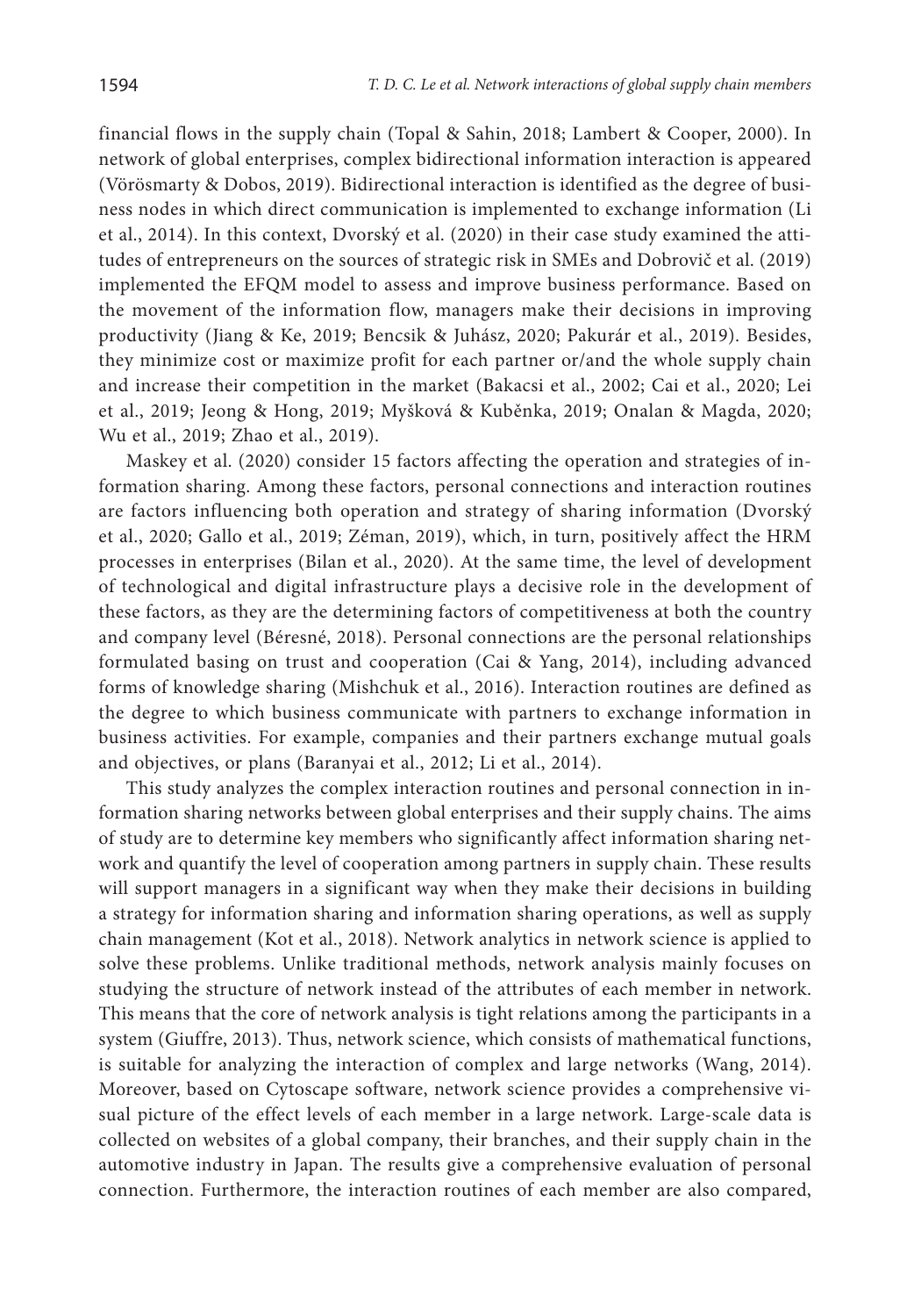financial flows in the supply chain (Topal & Sahin, 2018; Lambert & Cooper, 2000). In network of global enterprises, complex bidirectional information interaction is appeared (Vörösmarty & Dobos, 2019). Bidirectional interaction is identified as the degree of business nodes in which direct communication is implemented to exchange information (Li et al., 2014). In this context, Dvorský et al. (2020) in their case study examined the attitudes of entrepreneurs on the sources of strategic risk in SMEs and Dobrovič et al. (2019) implemented the EFQM model to assess and improve business performance. Based on the movement of the information flow, managers make their decisions in improving productivity (Jiang & Ke, 2019; Bencsik & Juhász, 2020; Pakurár et al., 2019). Besides, they minimize cost or maximize profit for each partner or/and the whole supply chain and increase their competition in the market (Bakacsi et al., 2002; Cai et al., 2020; Lei et al., 2019; Jeong & Hong, 2019; Myšková & Kuběnka, 2019; Onalan & Magda, 2020; Wu et al., 2019; Zhao et al., 2019).

Maskey et al. (2020) consider 15 factors affecting the operation and strategies of information sharing. Among these factors, personal connections and interaction routines are factors influencing both operation and strategy of sharing information (Dvorský et al., 2020; Gallo et al., 2019; Zéman, 2019), which, in turn, positively affect the HRM processes in enterprises (Bilan et al., 2020). At the same time, the level of development of technological and digital infrastructure plays a decisive role in the development of these factors, as they are the determining factors of competitiveness at both the country and company level (Béresné, 2018). Personal connections are the personal relationships formulated basing on trust and cooperation (Cai & Yang, 2014), including advanced forms of knowledge sharing (Mishchuk et al., 2016). Interaction routines are defined as the degree to which business communicate with partners to exchange information in business activities. For example, companies and their partners exchange mutual goals and objectives, or plans (Baranyai et al., 2012; Li et al., 2014).

This study analyzes the complex interaction routines and personal connection in information sharing networks between global enterprises and their supply chains. The aims of study are to determine key members who significantly affect information sharing network and quantify the level of cooperation among partners in supply chain. These results will support managers in a significant way when they make their decisions in building a strategy for information sharing and information sharing operations, as well as supply chain management (Kot et al., 2018). Network analytics in network science is applied to solve these problems. Unlike traditional methods, network analysis mainly focuses on studying the structure of network instead of the attributes of each member in network. This means that the core of network analysis is tight relations among the participants in a system (Giuffre, 2013). Thus, network science, which consists of mathematical functions, is suitable for analyzing the interaction of complex and large networks (Wang, 2014). Moreover, based on Cytoscape software, network science provides a comprehensive visual picture of the effect levels of each member in a large network. Large-scale data is collected on websites of a global company, their branches, and their supply chain in the automotive industry in Japan. The results give a comprehensive evaluation of personal connection. Furthermore, the interaction routines of each member are also compared,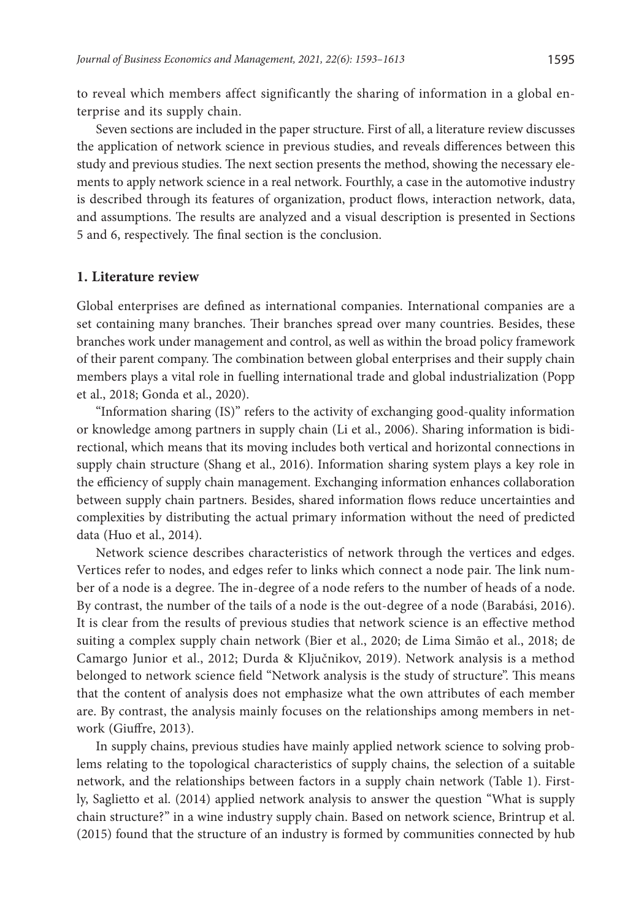to reveal which members affect significantly the sharing of information in a global enterprise and its supply chain.

Seven sections are included in the paper structure. First of all, a literature review discusses the application of network science in previous studies, and reveals differences between this study and previous studies. The next section presents the method, showing the necessary elements to apply network science in a real network. Fourthly, a case in the automotive industry is described through its features of organization, product flows, interaction network, data, and assumptions. The results are analyzed and a visual description is presented in Sections 5 and 6, respectively. The final section is the conclusion.

## 1. Literature review

Global enterprises are defined as international companies. International companies are a set containing many branches. Their branches spread over many countries. Besides, these branches work under management and control, as well as within the broad policy framework of their parent company. The combination between global enterprises and their supply chain members plays a vital role in fuelling international trade and global industrialization (Popp et al., 2018; Gonda et al., 2020).

"Information sharing (IS)" refers to the activity of exchanging good-quality information or knowledge among partners in supply chain (Li et al., 2006). Sharing information is bidirectional, which means that its moving includes both vertical and horizontal connections in supply chain structure (Shang et al., 2016). Information sharing system plays a key role in the efficiency of supply chain management. Exchanging information enhances collaboration between supply chain partners. Besides, shared information flows reduce uncertainties and complexities by distributing the actual primary information without the need of predicted data (Huo et al., 2014).

Network science describes characteristics of network through the vertices and edges. Vertices refer to nodes, and edges refer to links which connect a node pair. The link number of a node is a degree. The in-degree of a node refers to the number of heads of a node. By contrast, the number of the tails of a node is the out-degree of a node (Barabási, 2016). It is clear from the results of previous studies that network science is an effective method suiting a complex supply chain network (Bier et al., 2020; de Lima Simão et al., 2018; de Camargo Junior et al., 2012; Durda & Ključnikov, 2019). Network analysis is a method belonged to network science field "Network analysis is the study of structure". This means that the content of analysis does not emphasize what the own attributes of each member are. By contrast, the analysis mainly focuses on the relationships among members in network (Giuffre, 2013).

In supply chains, previous studies have mainly applied network science to solving problems relating to the topological characteristics of supply chains, the selection of a suitable network, and the relationships between factors in a supply chain network (Table 1). Firstly, Saglietto et al. (2014) applied network analysis to answer the question "What is supply chain structure?" in a wine industry supply chain. Based on network science, Brintrup et al. (2015) found that the structure of an industry is formed by communities connected by hub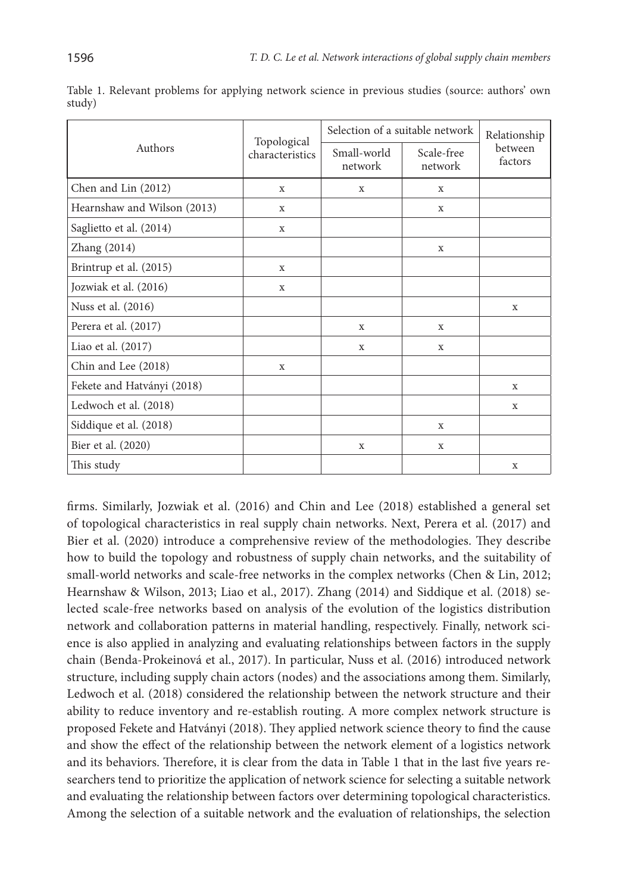Table 1. Relevant problems for applying network science in previous studies (source: authors' own study)

| Authors | Topological characteristics | Selection of a suitable network | | Relationship between factors |
|---|---|---|---|---|
| | | Small-world network | Scale-free network | |
| Chen and Lin (2012) | x | x | x | |
| Hearnshaw and Wilson (2013) | x | | x | |
| Saglietto et al. (2014) | x | | | |
| Zhang (2014) | | | x | |
| Brintrup et al. (2015) | x | | | |
| Jozwiak et al. (2016) | x | | | |
| Nuss et al. (2016) | | | | x |
| Perera et al. (2017) | | x | x | |
| Liao et al. (2017) | | x | x | |
| Chin and Lee (2018) | x | | | |
| Fekete and Hatványi (2018) | | | | x |
| Ledwoch et al. (2018) | | | | x |
| Siddique et al. (2018) | | | x | |
| Bier et al. (2020) | | x | x | |
| This study | | | | x |

firms. Similarly, Jozwiak et al. (2016) and Chin and Lee (2018) established a general set of topological characteristics in real supply chain networks. Next, Perera et al. (2017) and Bier et al. (2020) introduce a comprehensive review of the methodologies. They describe how to build the topology and robustness of supply chain networks, and the suitability of small-world networks and scale-free networks in the complex networks (Chen & Lin, 2012; Hearnshaw & Wilson, 2013; Liao et al., 2017). Zhang (2014) and Siddique et al. (2018) selected scale-free networks based on analysis of the evolution of the logistics distribution network and collaboration patterns in material handling, respectively. Finally, network science is also applied in analyzing and evaluating relationships between factors in the supply chain (Benda-Prokeinová et al., 2017). In particular, Nuss et al. (2016) introduced network structure, including supply chain actors (nodes) and the associations among them. Similarly, Ledwoch et al. (2018) considered the relationship between the network structure and their ability to reduce inventory and re-establish routing. A more complex network structure is proposed Fekete and Hatványi (2018). They applied network science theory to find the cause and show the effect of the relationship between the network element of a logistics network and its behaviors. Therefore, it is clear from the data in Table 1 that in the last five years researchers tend to prioritize the application of network science for selecting a suitable network and evaluating the relationship between factors over determining topological characteristics. Among the selection of a suitable network and the evaluation of relationships, the selection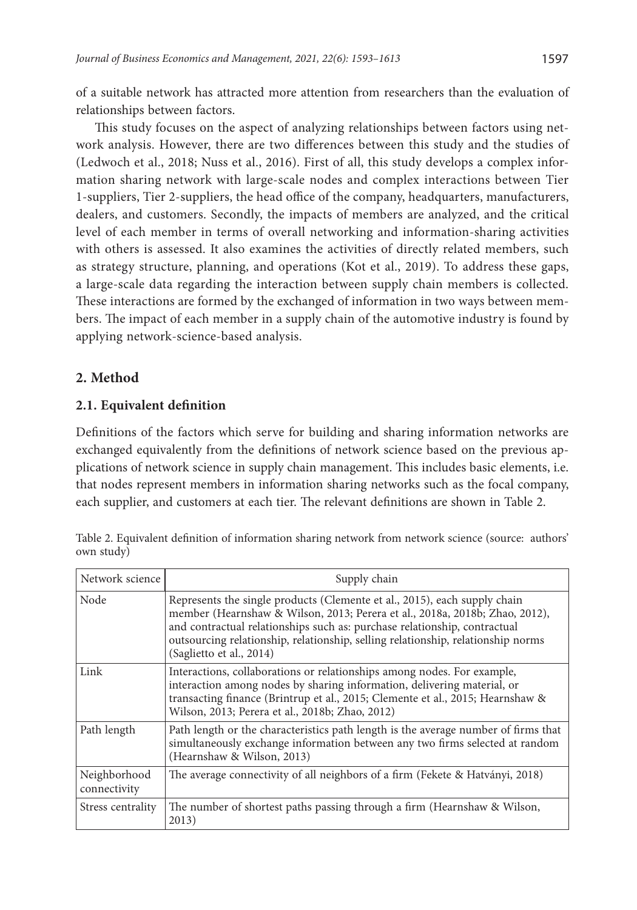of a suitable network has attracted more attention from researchers than the evaluation of relationships between factors.

This study focuses on the aspect of analyzing relationships between factors using network analysis. However, there are two differences between this study and the studies of (Ledwoch et al., 2018; Nuss et al., 2016). First of all, this study develops a complex information sharing network with large-scale nodes and complex interactions between Tier 1-suppliers, Tier 2-suppliers, the head office of the company, headquarters, manufacturers, dealers, and customers. Secondly, the impacts of members are analyzed, and the critical level of each member in terms of overall networking and information-sharing activities with others is assessed. It also examines the activities of directly related members, such as strategy structure, planning, and operations (Kot et al., 2019). To address these gaps, a large-scale data regarding the interaction between supply chain members is collected. These interactions are formed by the exchanged of information in two ways between members. The impact of each member in a supply chain of the automotive industry is found by applying network-science-based analysis.

## 2. Method

### 2.1. Equivalent definition

Definitions of the factors which serve for building and sharing information networks are exchanged equivalently from the definitions of network science based on the previous applications of network science in supply chain management. This includes basic elements, i.e. that nodes represent members in information sharing networks such as the focal company, each supplier, and customers at each tier. The relevant definitions are shown in Table 2.

Table 2. Equivalent definition of information sharing network from network science (source: authors' own study)

| Network science | Supply chain |
|---|---|
| Node | Represents the single products (Clemente et al., 2015), each supply chain member (Hearnshaw & Wilson, 2013; Perera et al., 2018a, 2018b; Zhao, 2012), and contractual relationships such as: purchase relationship, contractual outsourcing relationship, relationship, selling relationship, relationship norms (Saglietto et al., 2014) |
| Link | Interactions, collaborations or relationships among nodes. For example, interaction among nodes by sharing information, delivering material, or transacting finance (Brintrup et al., 2015; Clemente et al., 2015; Hearnshaw & Wilson, 2013; Perera et al., 2018b; Zhao, 2012) |
| Path length | Path length or the characteristics path length is the average number of firms that simultaneously exchange information between any two firms selected at random (Hearnshaw & Wilson, 2013) |
| Neighborhood connectivity | The average connectivity of all neighbors of a firm (Fekete & Hatványi, 2018) |
| Stress centrality | The number of shortest paths passing through a firm (Hearnshaw & Wilson, 2013) |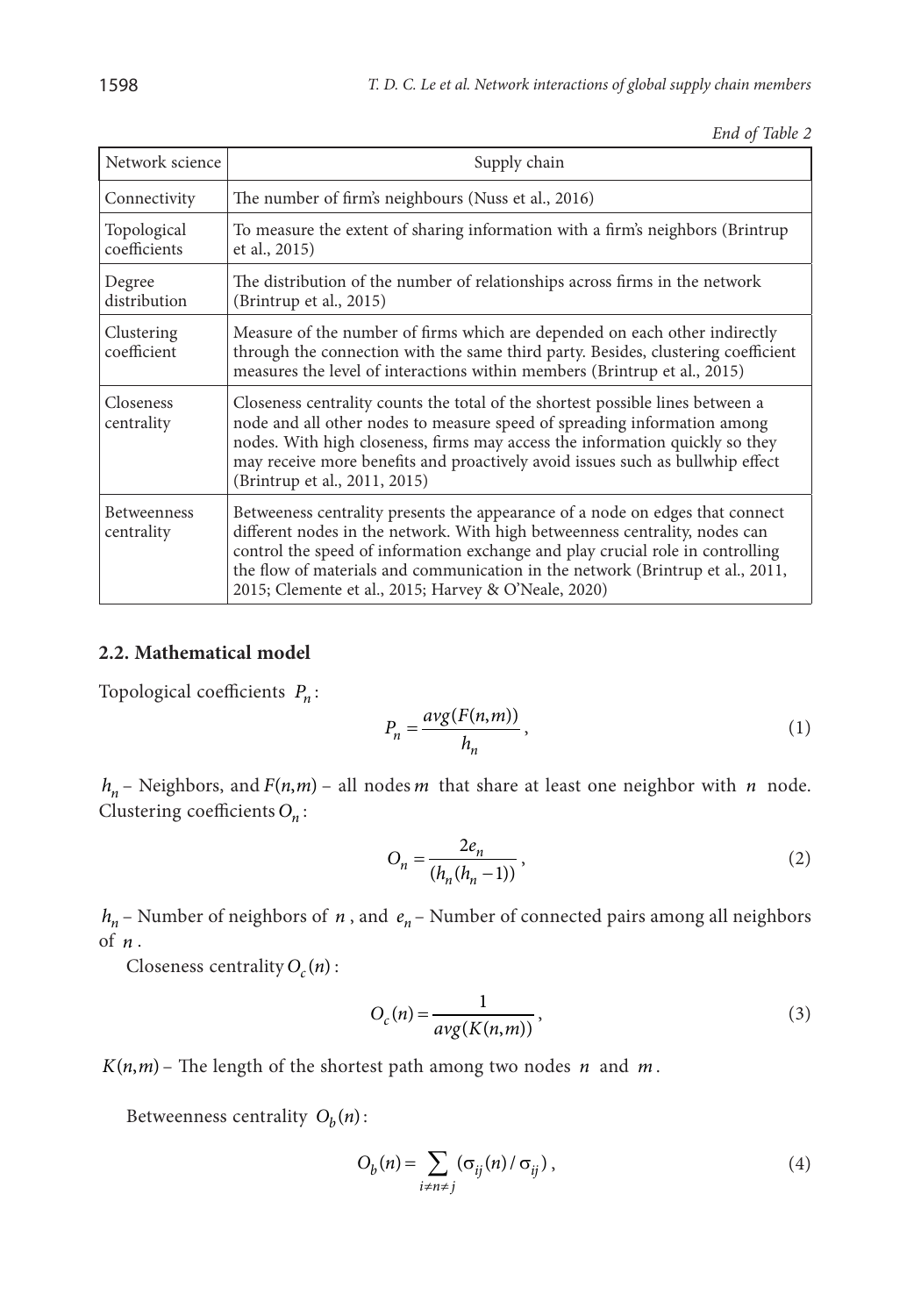*End of Table 2*

| Network science | Supply chain |
|---|---|
| Connectivity | The number of firm's neighbours (Nuss et al., 2016) |
| Topological coefficients | To measure the extent of sharing information with a firm's neighbors (Brintrup et al., 2015) |
| Degree distribution | The distribution of the number of relationships across firms in the network (Brintrup et al., 2015) |
| Clustering coefficient | Measure of the number of firms which are depended on each other indirectly through the connection with the same third party. Besides, clustering coefficient measures the level of interactions within members (Brintrup et al., 2015) |
| Closeness centrality | Closeness centrality counts the total of the shortest possible lines between a node and all other nodes to measure speed of spreading information among nodes. With high closeness, firms may access the information quickly so they may receive more benefits and proactively avoid issues such as bullwhip effect (Brintrup et al., 2011, 2015) |
| Betweenness centrality | Betweeness centrality presents the appearance of a node on edges that connect different nodes in the network. With high betweenness centrality, nodes can control the speed of information exchange and play crucial role in controlling the flow of materials and communication in the network (Brintrup et al., 2011, 2015; Clemente et al., 2015; Harvey & O'Neale, 2020) |

## 2.2. Mathematical model

Topological coefficients $P_n$:

$$P_n = \frac{avg(F(n,m))}{h_n}, \tag{1}$$

$h_n$ – Neighbors, and $F(n,m)$ – all nodes $m$ that share at least one neighbor with $n$ node. Clustering coefficients $O_n$:

$$O_n = \frac{2e_n}{(h_n(h_n - 1))}, \tag{2}$$

$h_n$ – Number of neighbors of $n$, and $e_n$ – Number of connected pairs among all neighbors of $n$.

Closeness centrality $O_c(n)$:

$$O_c(n) = \frac{1}{avg(K(n,m))}, \tag{3}$$

$K(n,m)$ – The length of the shortest path among two nodes $n$ and $m$.

Betweenness centrality $O_b(n)$:

$$O_b(n) = \sum_{i \neq n \neq j} (\sigma_{ij}(n) / \sigma_{ij}), \tag{4}$$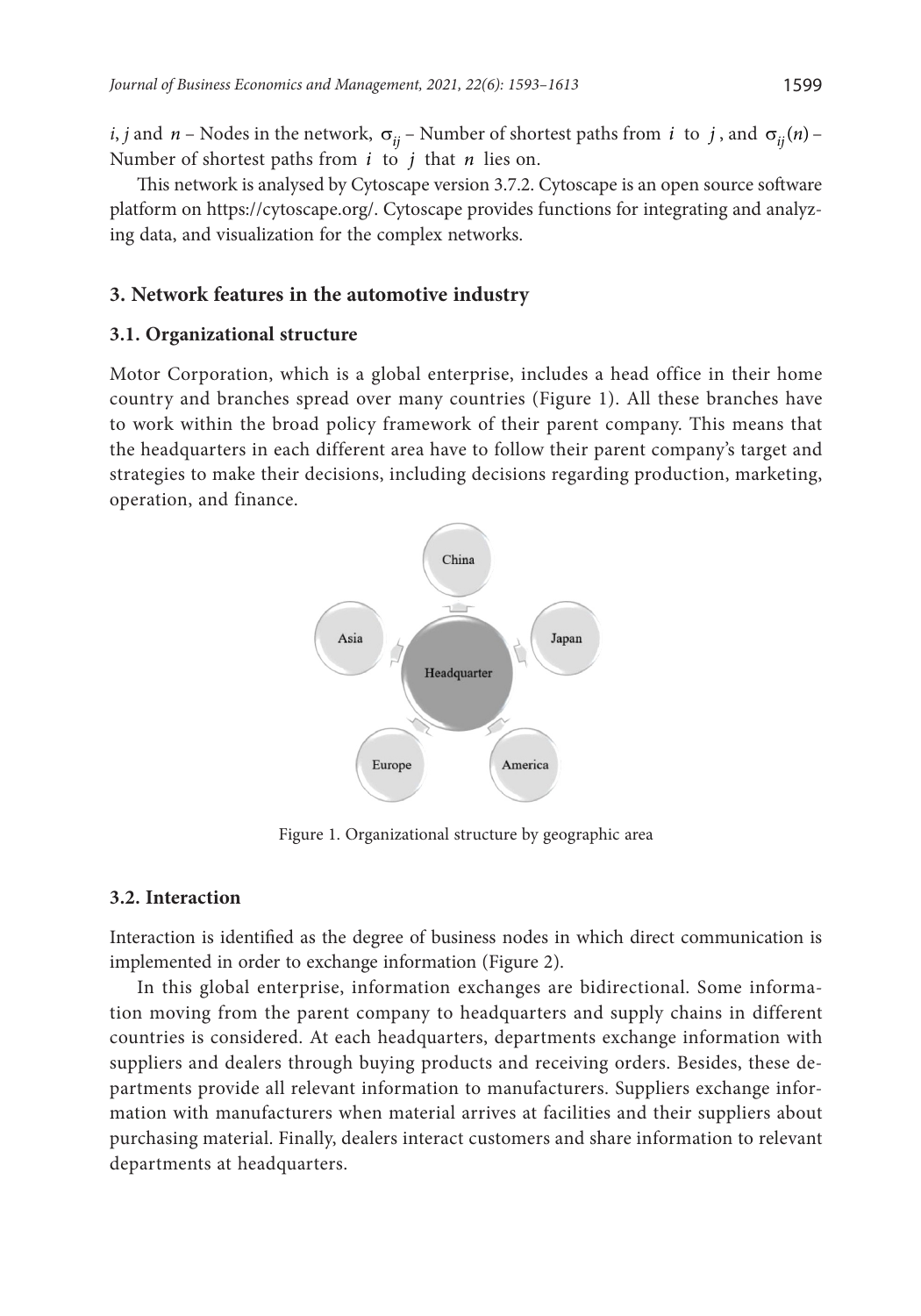$i$, $j$ and $n$ – Nodes in the network, $\sigma_{ij}$ – Number of shortest paths from $i$ to $j$, and $\sigma_{ij}(n)$ – Number of shortest paths from $i$ to $j$ that $n$ lies on.

This network is analysed by Cytoscape version 3.7.2. Cytoscape is an open source software platform on https://cytoscape.org/. Cytoscape provides functions for integrating and analyzing data, and visualization for the complex networks.

## 3. Network features in the automotive industry

### 3.1. Organizational structure

Motor Corporation, which is a global enterprise, includes a head office in their home country and branches spread over many countries (Figure 1). All these branches have to work within the broad policy framework of their parent company. This means that the headquarters in each different area have to follow their parent company's target and strategies to make their decisions, including decisions regarding production, marketing, operation, and finance.

Figure 1. Organizational structure by geographic area

### 3.2. Interaction

Interaction is identified as the degree of business nodes in which direct communication is implemented in order to exchange information (Figure 2).

In this global enterprise, information exchanges are bidirectional. Some information moving from the parent company to headquarters and supply chains in different countries is considered. At each headquarters, departments exchange information with suppliers and dealers through buying products and receiving orders. Besides, these departments provide all relevant information to manufacturers. Suppliers exchange information with manufacturers when material arrives at facilities and their suppliers about purchasing material. Finally, dealers interact customers and share information to relevant departments at headquarters.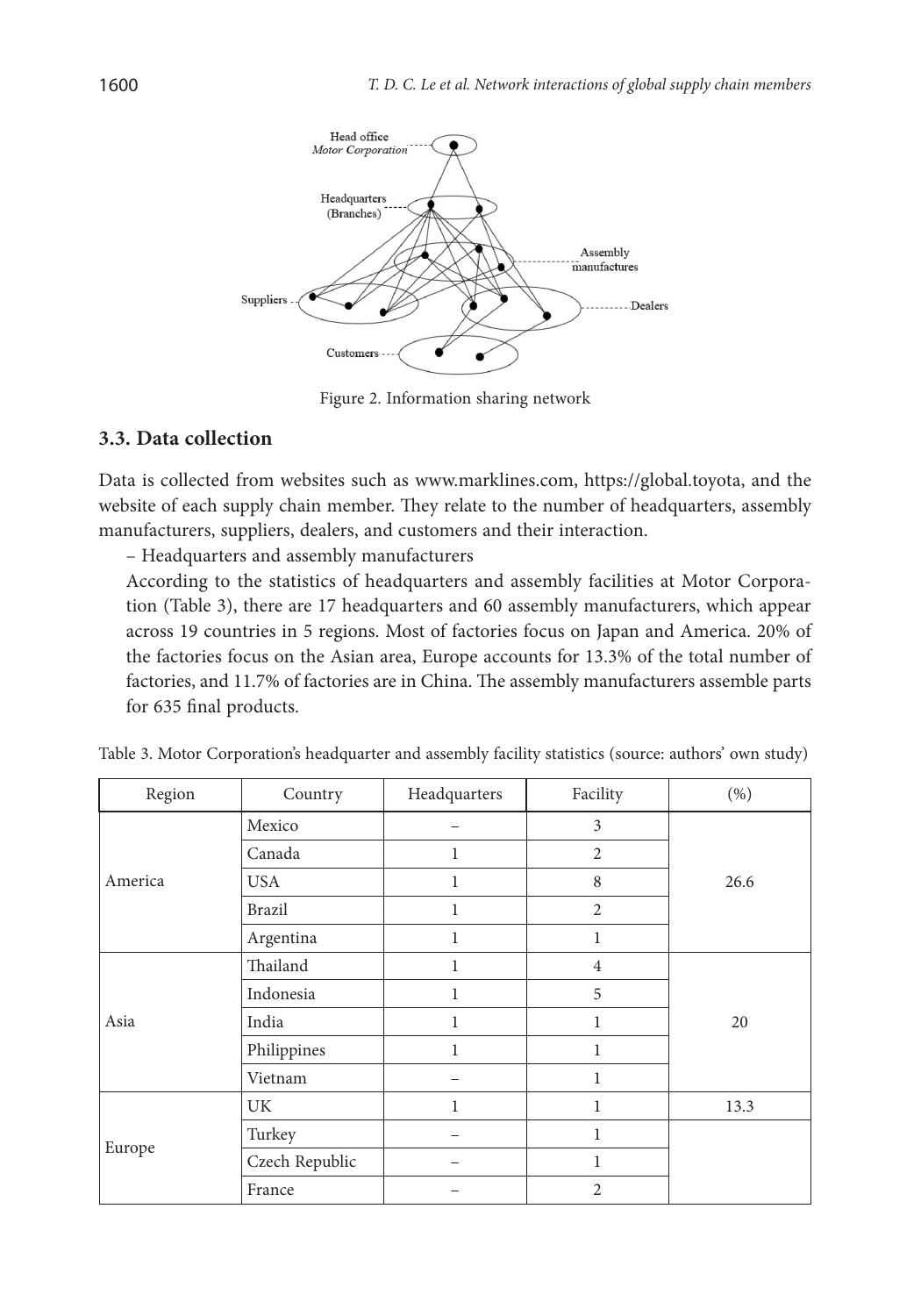Figure 2. Information sharing network

### 3.3. Data collection

Data is collected from websites such as www.marklines.com, https://global.toyota, and the website of each supply chain member. They relate to the number of headquarters, assembly manufacturers, suppliers, dealers, and customers and their interaction.

– Headquarters and assembly manufacturers

According to the statistics of headquarters and assembly facilities at Motor Corporation (Table 3), there are 17 headquarters and 60 assembly manufacturers, which appear across 19 countries in 5 regions. Most of factories focus on Japan and America. 20% of the factories focus on the Asian area, Europe accounts for 13.3% of the total number of factories, and 11.7% of factories are in China. The assembly manufacturers assemble parts for 635 final products.

Table 3. Motor Corporation's headquarter and assembly facility statistics (source: authors' own study)

| Region | Country | Headquarters | Facility | (%) |
|---|---|---|---|---|
| America | Mexico | – | 3 | 26.6 |
| | Canada | 1 | 2 | |
| | USA | 1 | 8 | |
| | Brazil | 1 | 2 | |
| | Argentina | 1 | 1 | |
| Asia | Thailand | 1 | 4 | 20 |
| | Indonesia | 1 | 5 | |
| | India | 1 | 1 | |
| | Philippines | 1 | 1 | |
| | Vietnam | – | 1 | |
| Europe | UK | 1 | 1 | 13.3 |
| | Turkey | – | 1 | |
| | Czech Republic | – | 1 | |
| | France | – | 2 | |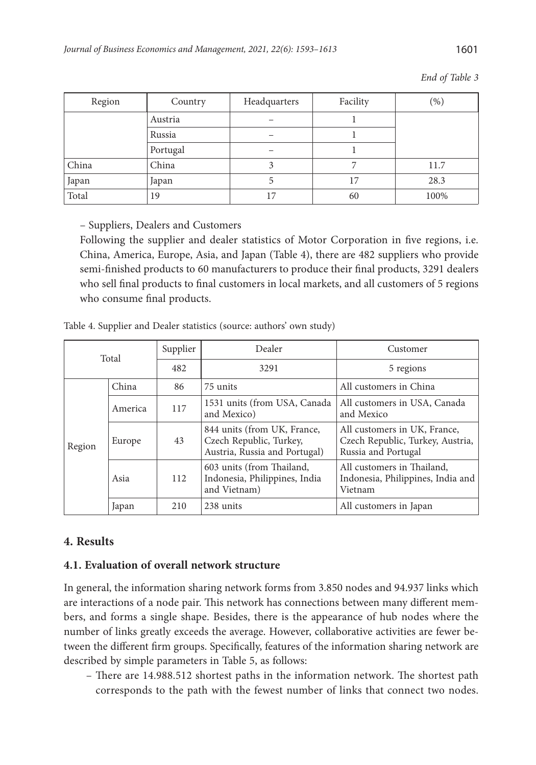*End of Table 3*

| Region | Country | Headquarters | Facility | (%) |
|---|---|---|---|---|
| | Austria | – | 1 | |
| | Russia | – | 1 | |
| | Portugal | – | 1 | |
| China | China | 3 | 7 | 11.7 |
| Japan | Japan | 5 | 17 | 28.3 |
| Total | 19 | 17 | 60 | 100% |

– Suppliers, Dealers and Customers

Following the supplier and dealer statistics of Motor Corporation in five regions, i.e. China, America, Europe, Asia, and Japan (Table 4), there are 482 suppliers who provide semi-finished products to 60 manufacturers to produce their final products, 3291 dealers who sell final products to final customers in local markets, and all customers of 5 regions who consume final products.

Table 4. Supplier and Dealer statistics (source: authors' own study)

| Total | | Supplier | Dealer | Customer |
|---|---|---|---|---|
| | | 482 | 3291 | 5 regions |
| Region | China | 86 | 75 units | All customers in China |
| | America | 117 | 1531 units (from USA, Canada and Mexico) | All customers in USA, Canada and Mexico |
| | Europe | 43 | 844 units (from UK, France, Czech Republic, Turkey, Austria, Russia and Portugal) | All customers in UK, France, Czech Republic, Turkey, Austria, Russia and Portugal |
| | Asia | 112 | 603 units (from Thailand, Indonesia, Philippines, India and Vietnam) | All customers in Thailand, Indonesia, Philippines, India and Vietnam |
| | Japan | 210 | 238 units | All customers in Japan |

## 4. Results

### 4.1. Evaluation of overall network structure

In general, the information sharing network forms from 3.850 nodes and 94.937 links which are interactions of a node pair. This network has connections between many different members, and forms a single shape. Besides, there is the appearance of hub nodes where the number of links greatly exceeds the average. However, collaborative activities are fewer between the different firm groups. Specifically, features of the information sharing network are described by simple parameters in Table 5, as follows:

- There are 14.988.512 shortest paths in the information network. The shortest path corresponds to the path with the fewest number of links that connect two nodes.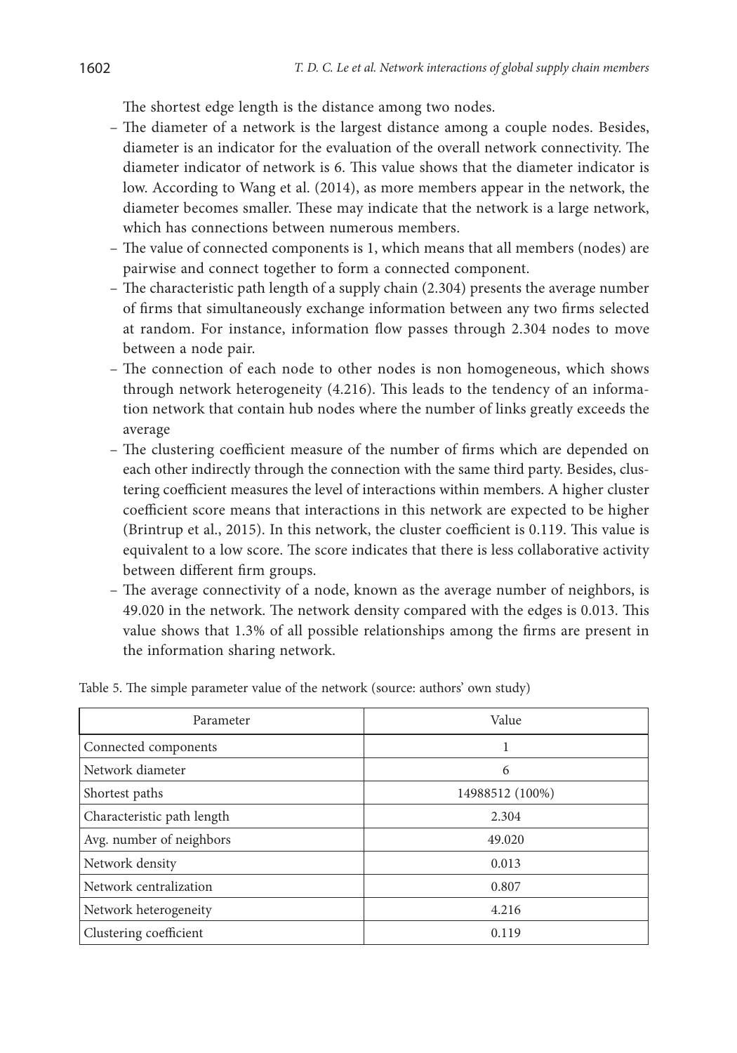The shortest edge length is the distance among two nodes.

- The diameter of a network is the largest distance among a couple nodes. Besides, diameter is an indicator for the evaluation of the overall network connectivity. The diameter indicator of network is 6. This value shows that the diameter indicator is low. According to Wang et al. (2014), as more members appear in the network, the diameter becomes smaller. These may indicate that the network is a large network, which has connections between numerous members.
- The value of connected components is 1, which means that all members (nodes) are pairwise and connect together to form a connected component.
- The characteristic path length of a supply chain (2.304) presents the average number of firms that simultaneously exchange information between any two firms selected at random. For instance, information flow passes through 2.304 nodes to move between a node pair.
- The connection of each node to other nodes is non homogeneous, which shows through network heterogeneity (4.216). This leads to the tendency of an information network that contain hub nodes where the number of links greatly exceeds the average
- The clustering coefficient measure of the number of firms which are depended on each other indirectly through the connection with the same third party. Besides, clustering coefficient measures the level of interactions within members. A higher cluster coefficient score means that interactions in this network are expected to be higher (Brintrup et al., 2015). In this network, the cluster coefficient is 0.119. This value is equivalent to a low score. The score indicates that there is less collaborative activity between different firm groups.
- The average connectivity of a node, known as the average number of neighbors, is 49.020 in the network. The network density compared with the edges is 0.013. This value shows that 1.3% of all possible relationships among the firms are present in the information sharing network.

Table 5. The simple parameter value of the network (source: authors' own study)

| Parameter | Value |
|---|---|
| Connected components | 1 |
| Network diameter | 6 |
| Shortest paths | 14988512 (100%) |
| Characteristic path length | 2.304 |
| Avg. number of neighbors | 49.020 |
| Network density | 0.013 |
| Network centralization | 0.807 |
| Network heterogeneity | 4.216 |
| Clustering coefficient | 0.119 |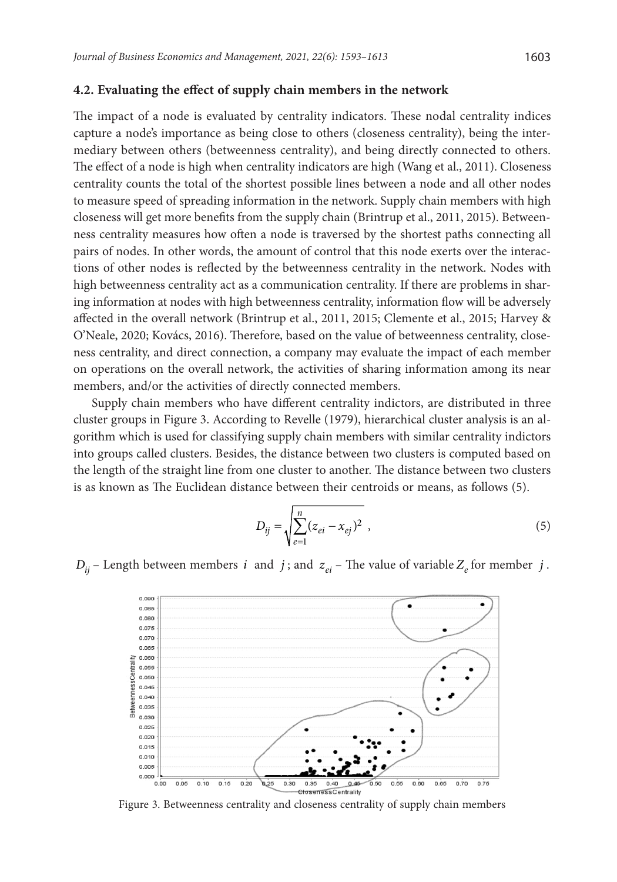### 4.2. Evaluating the effect of supply chain members in the network

The impact of a node is evaluated by centrality indicators. These nodal centrality indices capture a node's importance as being close to others (closeness centrality), being the intermediary between others (betweenness centrality), and being directly connected to others. The effect of a node is high when centrality indicators are high (Wang et al., 2011). Closeness centrality counts the total of the shortest possible lines between a node and all other nodes to measure speed of spreading information in the network. Supply chain members with high closeness will get more benefits from the supply chain (Brintrup et al., 2011, 2015). Betweenness centrality measures how often a node is traversed by the shortest paths connecting all pairs of nodes. In other words, the amount of control that this node exerts over the interactions of other nodes is reflected by the betweenness centrality in the network. Nodes with high betweenness centrality act as a communication centrality. If there are problems in sharing information at nodes with high betweenness centrality, information flow will be adversely affected in the overall network (Brintrup et al., 2011, 2015; Clemente et al., 2015; Harvey & O'Neale, 2020; Kovács, 2016). Therefore, based on the value of betweenness centrality, closeness centrality, and direct connection, a company may evaluate the impact of each member on operations on the overall network, the activities of sharing information among its near members, and/or the activities of directly connected members.

Supply chain members who have different centrality indictors, are distributed in three cluster groups in Figure 3. According to Revelle (1979), hierarchical cluster analysis is an algorithm which is used for classifying supply chain members with similar centrality indictors into groups called clusters. Besides, the distance between two clusters is computed based on the length of the straight line from one cluster to another. The distance between two clusters is as known as The Euclidean distance between their centroids or means, as follows (5).

$$D_{ij} = \sqrt{\sum_{e=1}^{n} (z_{ei} - x_{ej})^2} \,, \tag{5}$$

$D_{ij}$ – Length between members $i$ and $j$; and $z_{ei}$ – The value of variable $Z_e$ for member $j$.

Figure 3. Betweenness centrality and closeness centrality of supply chain members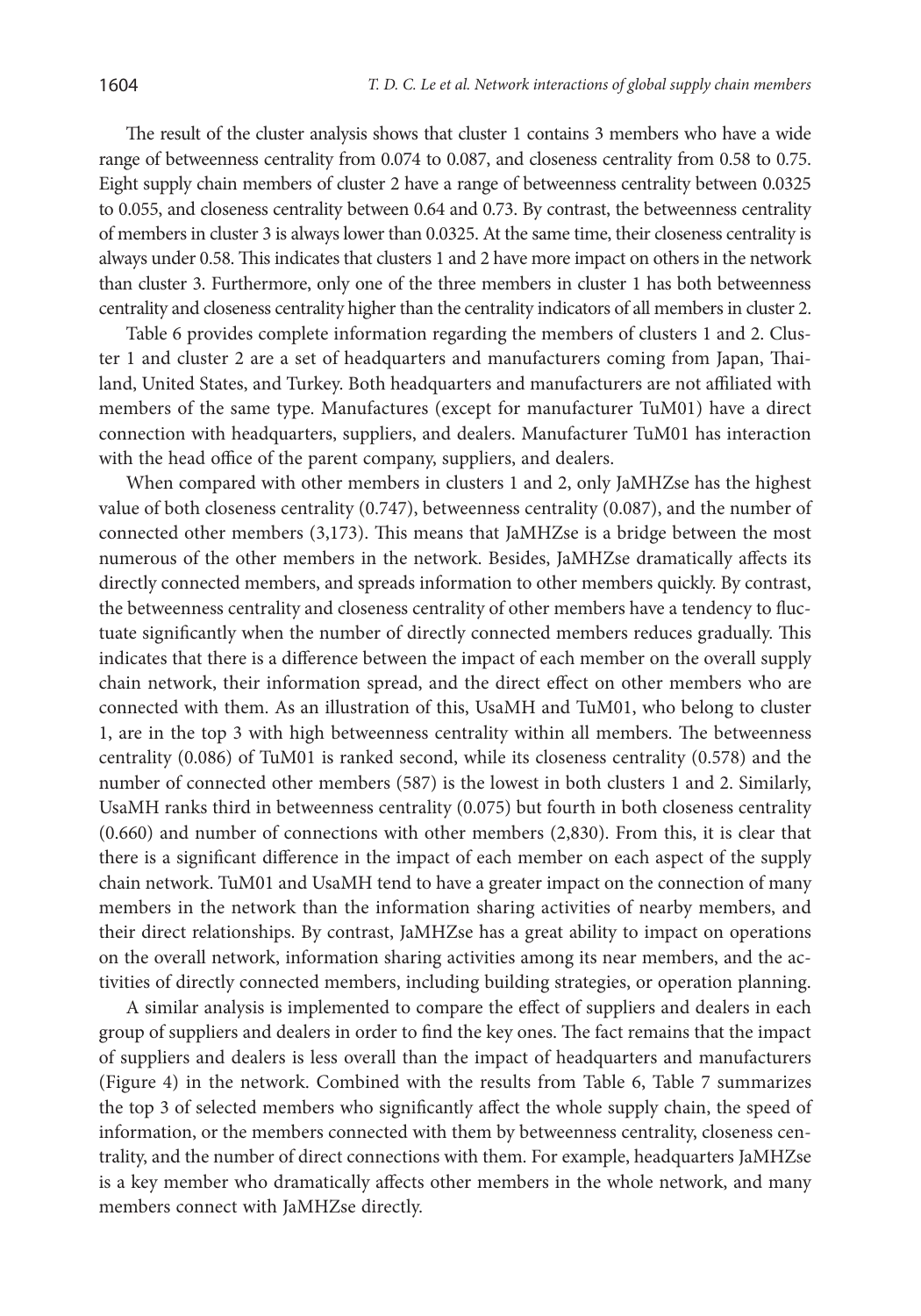The result of the cluster analysis shows that cluster 1 contains 3 members who have a wide range of betweenness centrality from 0.074 to 0.087, and closeness centrality from 0.58 to 0.75. Eight supply chain members of cluster 2 have a range of betweenness centrality between 0.0325 to 0.055, and closeness centrality between 0.64 and 0.73. By contrast, the betweenness centrality of members in cluster 3 is always lower than 0.0325. At the same time, their closeness centrality is always under 0.58. This indicates that clusters 1 and 2 have more impact on others in the network than cluster 3. Furthermore, only one of the three members in cluster 1 has both betweenness centrality and closeness centrality higher than the centrality indicators of all members in cluster 2.

Table 6 provides complete information regarding the members of clusters 1 and 2. Cluster 1 and cluster 2 are a set of headquarters and manufacturers coming from Japan, Thailand, United States, and Turkey. Both headquarters and manufacturers are not affiliated with members of the same type. Manufactures (except for manufacturer TuM01) have a direct connection with headquarters, suppliers, and dealers. Manufacturer TuM01 has interaction with the head office of the parent company, suppliers, and dealers.

When compared with other members in clusters 1 and 2, only JaMHZse has the highest value of both closeness centrality (0.747), betweenness centrality (0.087), and the number of connected other members (3,173). This means that JaMHZse is a bridge between the most numerous of the other members in the network. Besides, JaMHZse dramatically affects its directly connected members, and spreads information to other members quickly. By contrast, the betweenness centrality and closeness centrality of other members have a tendency to fluctuate significantly when the number of directly connected members reduces gradually. This indicates that there is a difference between the impact of each member on the overall supply chain network, their information spread, and the direct effect on other members who are connected with them. As an illustration of this, UsaMH and TuM01, who belong to cluster 1, are in the top 3 with high betweenness centrality within all members. The betweenness centrality (0.086) of TuM01 is ranked second, while its closeness centrality (0.578) and the number of connected other members (587) is the lowest in both clusters 1 and 2. Similarly, UsaMH ranks third in betweenness centrality (0.075) but fourth in both closeness centrality (0.660) and number of connections with other members (2,830). From this, it is clear that there is a significant difference in the impact of each member on each aspect of the supply chain network. TuM01 and UsaMH tend to have a greater impact on the connection of many members in the network than the information sharing activities of nearby members, and their direct relationships. By contrast, JaMHZse has a great ability to impact on operations on the overall network, information sharing activities among its near members, and the activities of directly connected members, including building strategies, or operation planning.

A similar analysis is implemented to compare the effect of suppliers and dealers in each group of suppliers and dealers in order to find the key ones. The fact remains that the impact of suppliers and dealers is less overall than the impact of headquarters and manufacturers (Figure 4) in the network. Combined with the results from Table 6, Table 7 summarizes the top 3 of selected members who significantly affect the whole supply chain, the speed of information, or the members connected with them by betweenness centrality, closeness centrality, and the number of direct connections with them. For example, headquarters JaMHZse is a key member who dramatically affects other members in the whole network, and many members connect with JaMHZse directly.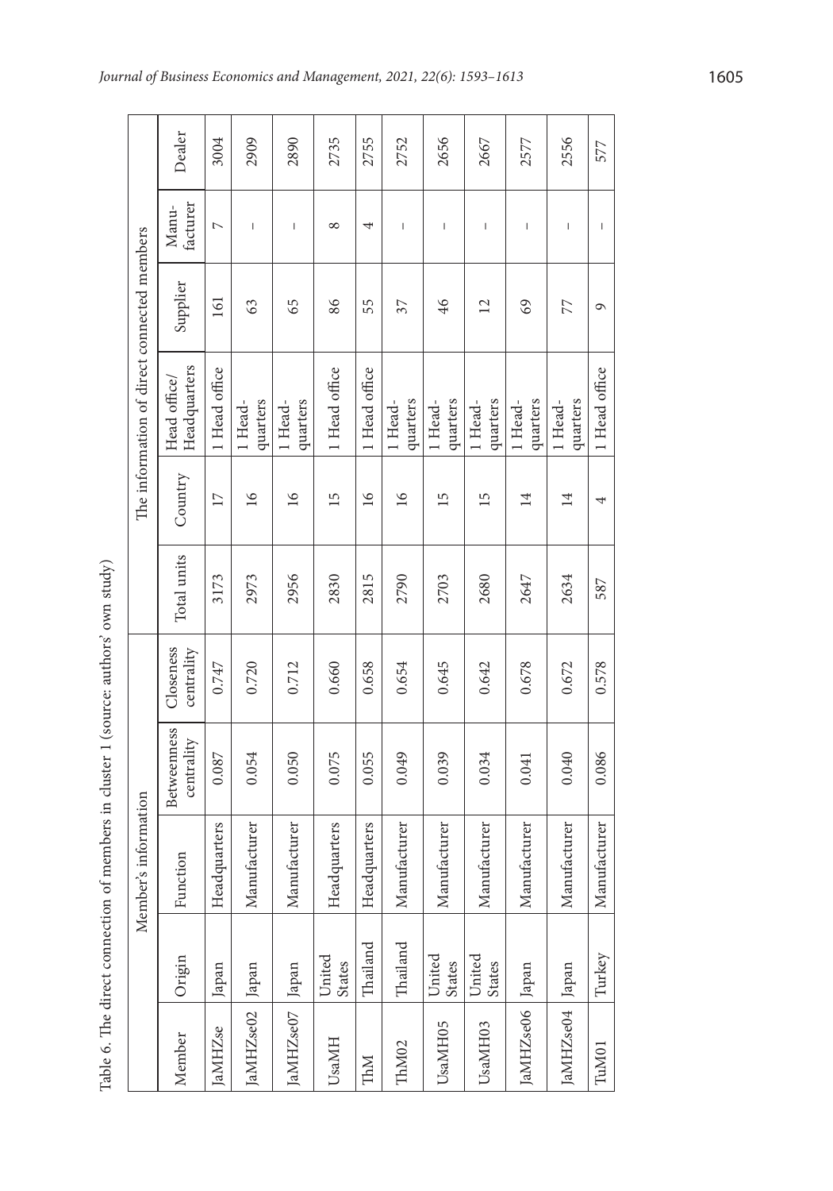Table 6. The direct connection of members in cluster 1 (source: authors' own study)

| Member's information | | | | | | The information of direct connected members | | | | |
|---|---|---|---|---|---|---|---|---|---|---|
| Member | Origin | Function | Betweenness centrality | Closeness centrality | Total units | Country | Head office/ Headquarters | Supplier | Manu-facturer | Dealer |
| JaMHZse | Japan | Headquarters | 0.087 | 0.747 | 3173 | 17 | 1 Head office | 161 | 7 | 3004 |
| JaMHZse02 | Japan | Manufacturer | 0.054 | 0.720 | 2973 | 16 | 1 Head-quarters | 63 | – | 2909 |
| JaMHZse07 | Japan | Manufacturer | 0.050 | 0.712 | 2956 | 16 | 1 Head-quarters | 65 | – | 2890 |
| UsaMH | United States | Headquarters | 0.075 | 0.660 | 2830 | 15 | 1 Head office | 86 | 8 | 2735 |
| ThM | Thailand | Headquarters | 0.055 | 0.658 | 2815 | 16 | 1 Head office | 55 | 4 | 2755 |
| ThM02 | Thailand | Manufacturer | 0.049 | 0.654 | 2790 | 16 | 1 Head-quarters | 37 | – | 2752 |
| UsaMH05 | United States | Manufacturer | 0.039 | 0.645 | 2703 | 15 | 1 Head-quarters | 46 | – | 2656 |
| UsaMH03 | United States | Manufacturer | 0.034 | 0.642 | 2680 | 15 | 1 Head-quarters | 12 | – | 2667 |
| JaMHZse06 | Japan | Manufacturer | 0.041 | 0.678 | 2647 | 14 | 1 Head-quarters | 69 | – | 2577 |
| JaMHZse04 | Japan | Manufacturer | 0.040 | 0.672 | 2634 | 14 | 1 Head-quarters | 77 | – | 2556 |
| TuM01 | Turkey | Manufacturer | 0.086 | 0.578 | 587 | 4 | 1 Head office | 9 | – | 577 |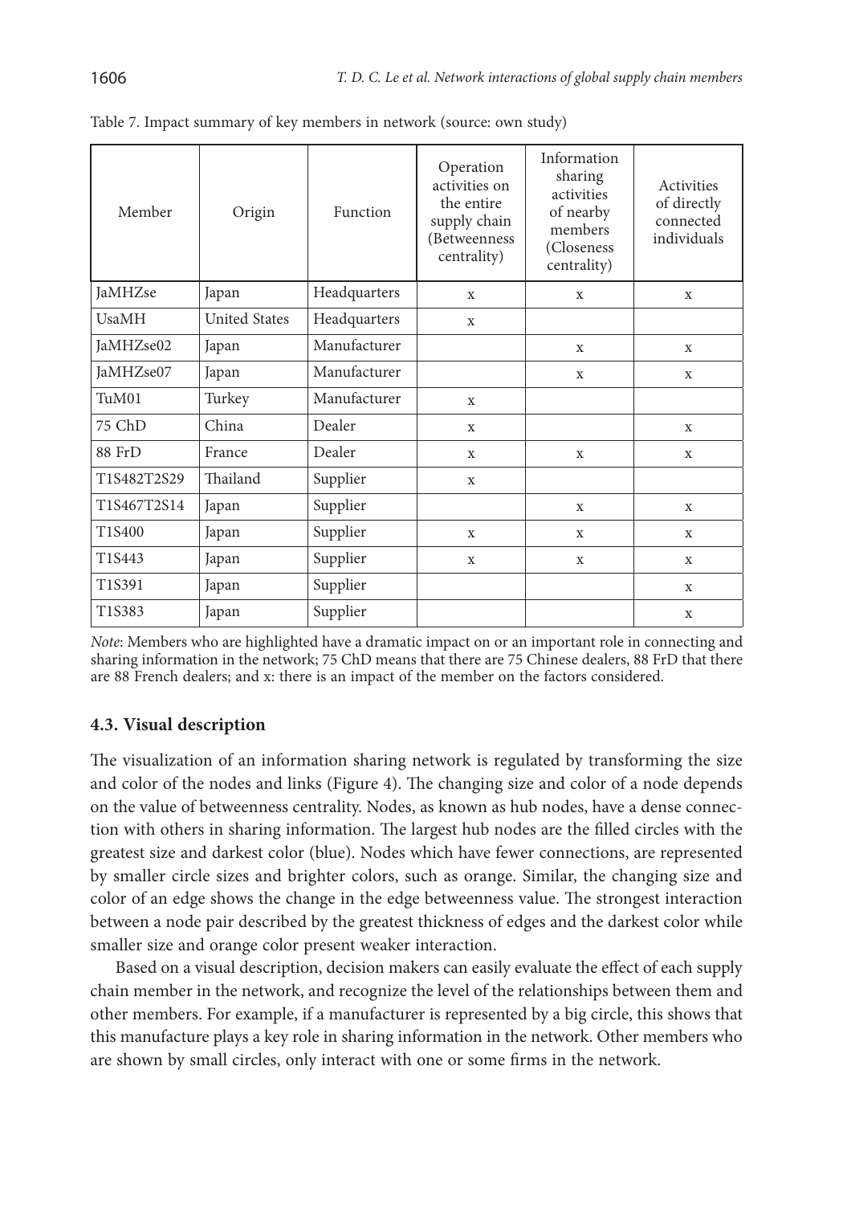Table 7. Impact summary of key members in network (source: own study)

| Member | Origin | Function | Operation activities on the entire supply chain (Betweenness centrality) | Information sharing activities of nearby members (Closeness centrality) | Activities of directly connected individuals |
|---|---|---|---|---|---|
| JaMHZse | Japan | Headquarters | x | x | x |
| UsaMH | United States | Headquarters | x | | |
| JaMHZse02 | Japan | Manufacturer | | x | x |
| JaMHZse07 | Japan | Manufacturer | | x | x |
| TuM01 | Turkey | Manufacturer | x | | |
| 75 ChD | China | Dealer | x | | x |
| 88 FrD | France | Dealer | x | x | x |
| T1S482T2S29 | Thailand | Supplier | x | | |
| T1S467T2S14 | Japan | Supplier | | x | x |
| T1S400 | Japan | Supplier | x | x | x |
| T1S443 | Japan | Supplier | x | x | x |
| T1S391 | Japan | Supplier | | | x |
| T1S383 | Japan | Supplier | | | x |

*Note*: Members who are highlighted have a dramatic impact on or an important role in connecting and sharing information in the network; 75 ChD means that there are 75 Chinese dealers, 88 FrD that there are 88 French dealers; and x: there is an impact of the member on the factors considered.

### 4.3. Visual description

The visualization of an information sharing network is regulated by transforming the size and color of the nodes and links (Figure 4). The changing size and color of a node depends on the value of betweenness centrality. Nodes, as known as hub nodes, have a dense connection with others in sharing information. The largest hub nodes are the filled circles with the greatest size and darkest color (blue). Nodes which have fewer connections, are represented by smaller circle sizes and brighter colors, such as orange. Similar, the changing size and color of an edge shows the change in the edge betweenness value. The strongest interaction between a node pair described by the greatest thickness of edges and the darkest color while smaller size and orange color present weaker interaction.

Based on a visual description, decision makers can easily evaluate the effect of each supply chain member in the network, and recognize the level of the relationships between them and other members. For example, if a manufacturer is represented by a big circle, this shows that this manufacture plays a key role in sharing information in the network. Other members who are shown by small circles, only interact with one or some firms in the network.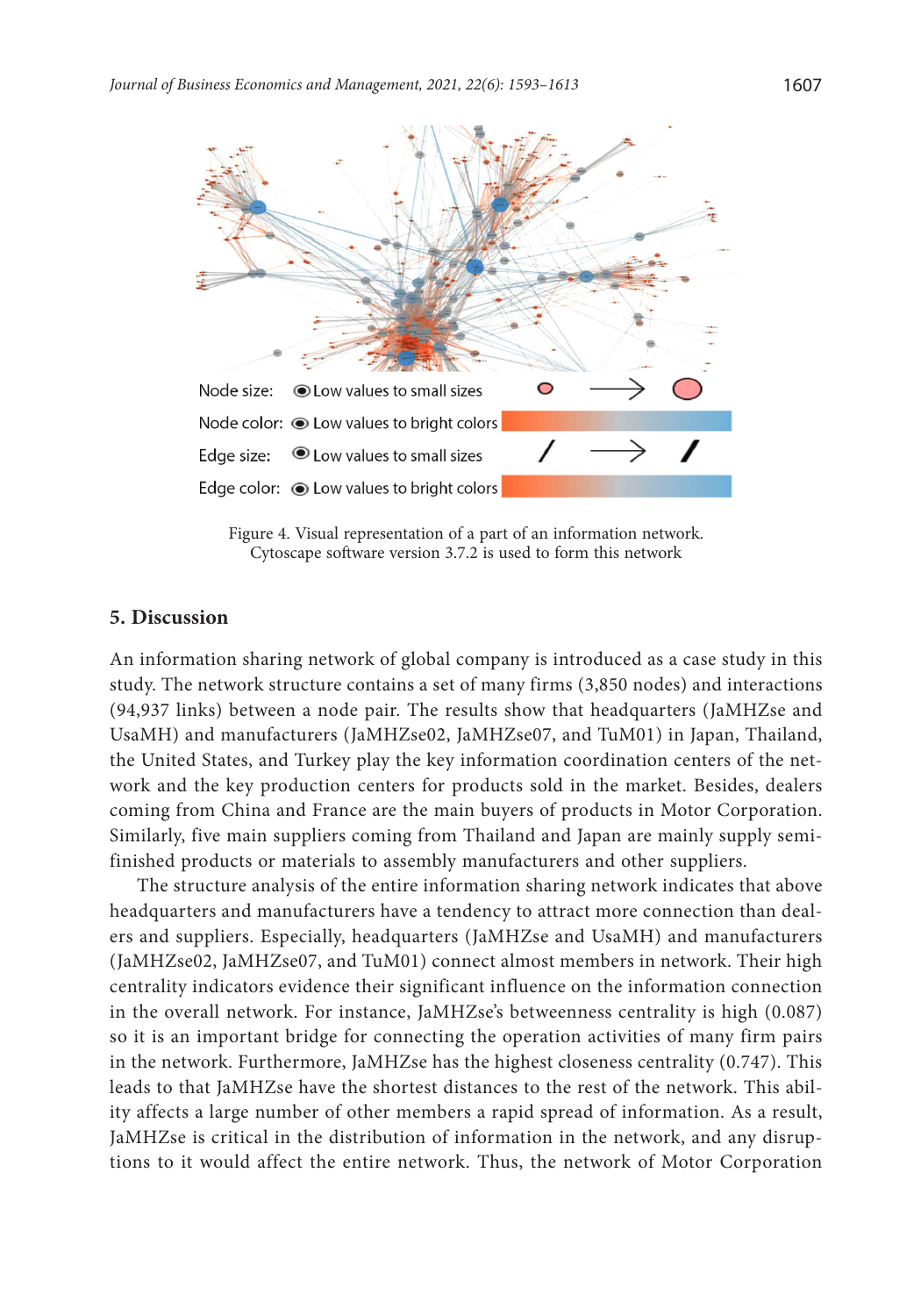Node size: Low values to small sizes

Node color: Low values to bright colors

Edge size: Low values to small sizes

Edge color: Low values to bright colors

Figure 4. Visual representation of a part of an information network. Cytoscape software version 3.7.2 is used to form this network

## 5. Discussion

An information sharing network of global company is introduced as a case study in this study. The network structure contains a set of many firms (3,850 nodes) and interactions (94,937 links) between a node pair. The results show that headquarters (JaMHZse and UsaMH) and manufacturers (JaMHZse02, JaMHZse07, and TuM01) in Japan, Thailand, the United States, and Turkey play the key information coordination centers of the network and the key production centers for products sold in the market. Besides, dealers coming from China and France are the main buyers of products in Motor Corporation. Similarly, five main suppliers coming from Thailand and Japan are mainly supply semi-finished products or materials to assembly manufacturers and other suppliers.

The structure analysis of the entire information sharing network indicates that above headquarters and manufacturers have a tendency to attract more connection than dealers and suppliers. Especially, headquarters (JaMHZse and UsaMH) and manufacturers (JaMHZse02, JaMHZse07, and TuM01) connect almost members in network. Their high centrality indicators evidence their significant influence on the information connection in the overall network. For instance, JaMHZse's betweenness centrality is high (0.087) so it is an important bridge for connecting the operation activities of many firm pairs in the network. Furthermore, JaMHZse has the highest closeness centrality (0.747). This leads to that JaMHZse have the shortest distances to the rest of the network. This ability affects a large number of other members a rapid spread of information. As a result, JaMHZse is critical in the distribution of information in the network, and any disruptions to it would affect the entire network. Thus, the network of Motor Corporation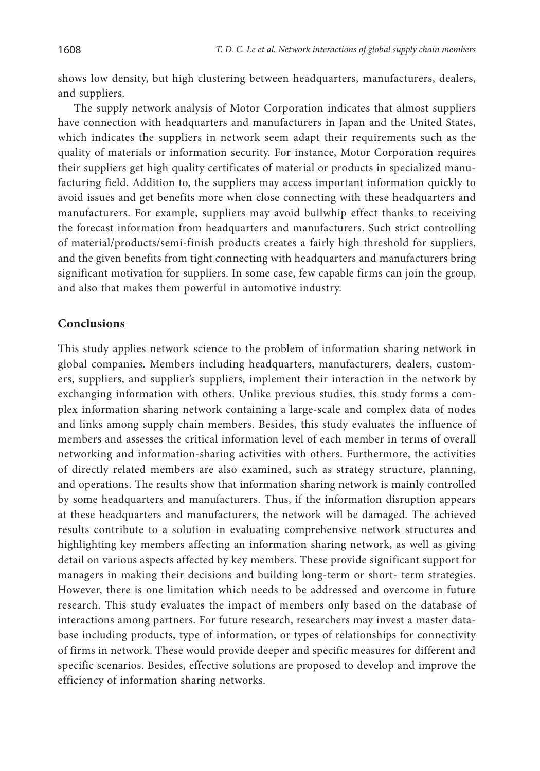shows low density, but high clustering between headquarters, manufacturers, dealers, and suppliers.

The supply network analysis of Motor Corporation indicates that almost suppliers have connection with headquarters and manufacturers in Japan and the United States, which indicates the suppliers in network seem adapt their requirements such as the quality of materials or information security. For instance, Motor Corporation requires their suppliers get high quality certificates of material or products in specialized manufacturing field. Addition to, the suppliers may access important information quickly to avoid issues and get benefits more when close connecting with these headquarters and manufacturers. For example, suppliers may avoid bullwhip effect thanks to receiving the forecast information from headquarters and manufacturers. Such strict controlling of material/products/semi-finish products creates a fairly high threshold for suppliers, and the given benefits from tight connecting with headquarters and manufacturers bring significant motivation for suppliers. In some case, few capable firms can join the group, and also that makes them powerful in automotive industry.

## Conclusions

This study applies network science to the problem of information sharing network in global companies. Members including headquarters, manufacturers, dealers, customers, suppliers, and supplier's suppliers, implement their interaction in the network by exchanging information with others. Unlike previous studies, this study forms a complex information sharing network containing a large-scale and complex data of nodes and links among supply chain members. Besides, this study evaluates the influence of members and assesses the critical information level of each member in terms of overall networking and information-sharing activities with others. Furthermore, the activities of directly related members are also examined, such as strategy structure, planning, and operations. The results show that information sharing network is mainly controlled by some headquarters and manufacturers. Thus, if the information disruption appears at these headquarters and manufacturers, the network will be damaged. The achieved results contribute to a solution in evaluating comprehensive network structures and highlighting key members affecting an information sharing network, as well as giving detail on various aspects affected by key members. These provide significant support for managers in making their decisions and building long-term or short- term strategies. However, there is one limitation which needs to be addressed and overcome in future research. This study evaluates the impact of members only based on the database of interactions among partners. For future research, researchers may invest a master database including products, type of information, or types of relationships for connectivity of firms in network. These would provide deeper and specific measures for different and specific scenarios. Besides, effective solutions are proposed to develop and improve the efficiency of information sharing networks.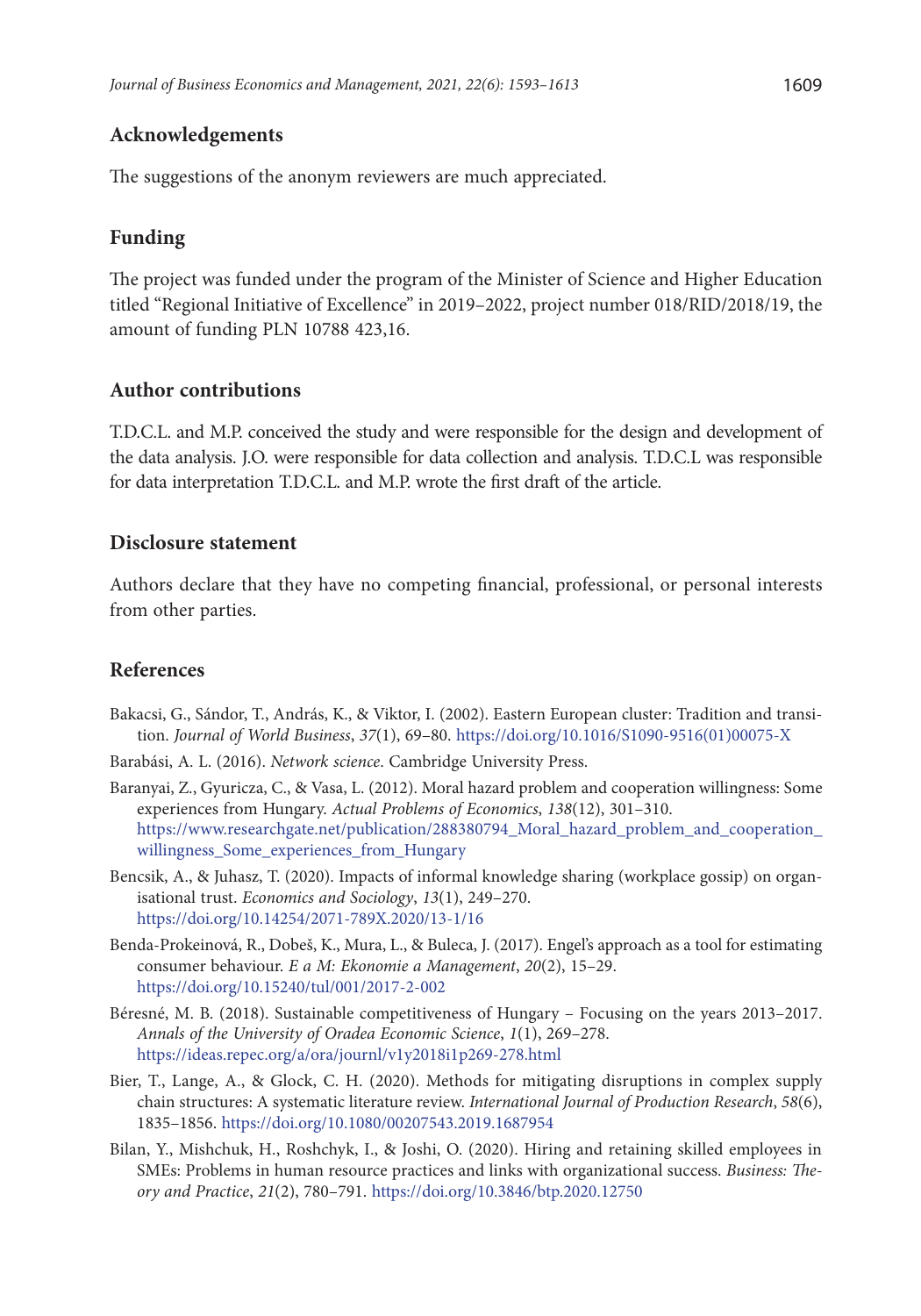## Acknowledgements

The suggestions of the anonym reviewers are much appreciated.

## Funding

The project was funded under the program of the Minister of Science and Higher Education titled "Regional Initiative of Excellence" in 2019–2022, project number 018/RID/2018/19, the amount of funding PLN 10788 423,16.

## Author contributions

T.D.C.L. and M.P. conceived the study and were responsible for the design and development of the data analysis. J.O. were responsible for data collection and analysis. T.D.C.L was responsible for data interpretation T.D.C.L. and M.P. wrote the first draft of the article.

## Disclosure statement

Authors declare that they have no competing financial, professional, or personal interests from other parties.

## References

Bakacsi, G., Sándor, T., András, K., & Viktor, I. (2002). Eastern European cluster: Tradition and transition. *Journal of World Business*, *37*(1), 69–80. https://doi.org/10.1016/S1090-9516(01)00075-X

Barabási, A. L. (2016). *Network science*. Cambridge University Press.

Baranyai, Z., Gyuricza, C., & Vasa, L. (2012). Moral hazard problem and cooperation willingness: Some experiences from Hungary. *Actual Problems of Economics*, *138*(12), 301–310. https://www.researchgate.net/publication/288380794_Moral_hazard_problem_and_cooperation_willingness_Some_experiences_from_Hungary

Bencsik, A., & Juhasz, T. (2020). Impacts of informal knowledge sharing (workplace gossip) on organisational trust. *Economics and Sociology*, *13*(1), 249–270. https://doi.org/10.14254/2071-789X.2020/13-1/16

Benda-Prokeinová, R., Dobeš, K., Mura, L., & Buleca, J. (2017). Engel's approach as a tool for estimating consumer behaviour. *E a M: Ekonomie a Management*, *20*(2), 15–29. https://doi.org/10.15240/tul/001/2017-2-002

Béresné, M. B. (2018). Sustainable competitiveness of Hungary – Focusing on the years 2013–2017. *Annals of the University of Oradea Economic Science*, *1*(1), 269–278. https://ideas.repec.org/a/ora/journl/v1y2018i1p269-278.html

Bier, T., Lange, A., & Glock, C. H. (2020). Methods for mitigating disruptions in complex supply chain structures: A systematic literature review. *International Journal of Production Research*, *58*(6), 1835–1856. https://doi.org/10.1080/00207543.2019.1687954

Bilan, Y., Mishchuk, H., Roshchyk, I., & Joshi, O. (2020). Hiring and retaining skilled employees in SMEs: Problems in human resource practices and links with organizational success. *Business: Theory and Practice*, *21*(2), 780–791. https://doi.org/10.3846/btp.2020.12750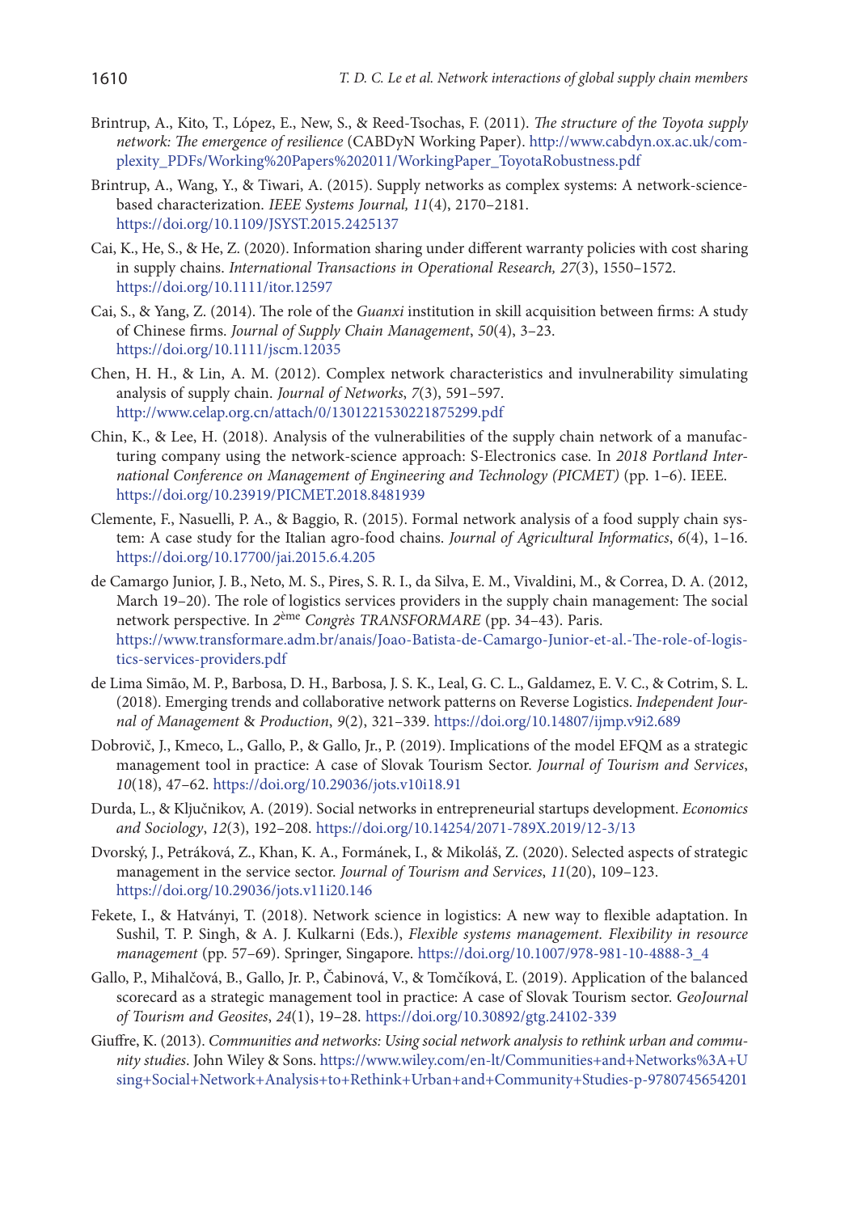Brintrup, A., Kito, T., López, E., New, S., & Reed-Tsochas, F. (2011). *The structure of the Toyota supply network: The emergence of resilience* (CABDyN Working Paper). http://www.cabdyn.ox.ac.uk/complexity_PDFs/Working%20Papers%202011/WorkingPaper_ToyotaRobustness.pdf

Brintrup, A., Wang, Y., & Tiwari, A. (2015). Supply networks as complex systems: A network-science-based characterization. *IEEE Systems Journal, 11*(4), 2170–2181. https://doi.org/10.1109/JSYST.2015.2425137

Cai, K., He, S., & He, Z. (2020). Information sharing under different warranty policies with cost sharing in supply chains. *International Transactions in Operational Research, 27*(3), 1550–1572. https://doi.org/10.1111/itor.12597

Cai, S., & Yang, Z. (2014). The role of the *Guanxi* institution in skill acquisition between firms: A study of Chinese firms. *Journal of Supply Chain Management*, *50*(4), 3–23. https://doi.org/10.1111/jscm.12035

Chen, H. H., & Lin, A. M. (2012). Complex network characteristics and invulnerability simulating analysis of supply chain. *Journal of Networks*, *7*(3), 591–597. http://www.celap.org.cn/attach/0/1301221530221875299.pdf

Chin, K., & Lee, H. (2018). Analysis of the vulnerabilities of the supply chain network of a manufacturing company using the network-science approach: S-Electronics case. In *2018 Portland International Conference on Management of Engineering and Technology (PICMET)* (pp. 1–6). IEEE. https://doi.org/10.23919/PICMET.2018.8481939

Clemente, F., Nasuelli, P. A., & Baggio, R. (2015). Formal network analysis of a food supply chain system: A case study for the Italian agro-food chains. *Journal of Agricultural Informatics*, *6*(4), 1–16. https://doi.org/10.17700/jai.2015.6.4.205

de Camargo Junior, J. B., Neto, M. S., Pires, S. R. I., da Silva, E. M., Vivaldini, M., & Correa, D. A. (2012, March 19–20). The role of logistics services providers in the supply chain management: The social network perspective. In *2ème Congrès TRANSFORMARE* (pp. 34–43). Paris. https://www.transformare.adm.br/anais/Joao-Batista-de-Camargo-Junior-et-al.-The-role-of-logistics-services-providers.pdf

de Lima Simão, M. P., Barbosa, D. H., Barbosa, J. S. K., Leal, G. C. L., Galdamez, E. V. C., & Cotrim, S. L. (2018). Emerging trends and collaborative network patterns on Reverse Logistics. *Independent Journal of Management* & *Production*, *9*(2), 321–339. https://doi.org/10.14807/ijmp.v9i2.689

Dobrovič, J., Kmeco, L., Gallo, P., & Gallo, Jr., P. (2019). Implications of the model EFQM as a strategic management tool in practice: A case of Slovak Tourism Sector. *Journal of Tourism and Services*, *10*(18), 47–62. https://doi.org/10.29036/jots.v10i18.91

Durda, L., & Ključnikov, A. (2019). Social networks in entrepreneurial startups development. *Economics and Sociology*, *12*(3), 192–208. https://doi.org/10.14254/2071-789X.2019/12-3/13

Dvorský, J., Petráková, Z., Khan, K. A., Formánek, I., & Mikoláš, Z. (2020). Selected aspects of strategic management in the service sector. *Journal of Tourism and Services*, *11*(20), 109–123. https://doi.org/10.29036/jots.v11i20.146

Fekete, I., & Hatványi, T. (2018). Network science in logistics: A new way to flexible adaptation. In Sushil, T. P. Singh, & A. J. Kulkarni (Eds.), *Flexible systems management. Flexibility in resource management* (pp. 57–69). Springer, Singapore. https://doi.org/10.1007/978-981-10-4888-3_4

Gallo, P., Mihalčová, B., Gallo, Jr. P., Čabinová, V., & Tomčíková, Ľ. (2019). Application of the balanced scorecard as a strategic management tool in practice: A case of Slovak Tourism sector. *GeoJournal of Tourism and Geosites*, *24*(1), 19–28. https://doi.org/10.30892/gtg.24102-339

Giuffre, K. (2013). *Communities and networks: Using social network analysis to rethink urban and community studies*. John Wiley & Sons. https://www.wiley.com/en-lt/Communities+and+Networks%3A+Using+Social+Network+Analysis+to+Rethink+Urban+and+Community+Studies-p-9780745654201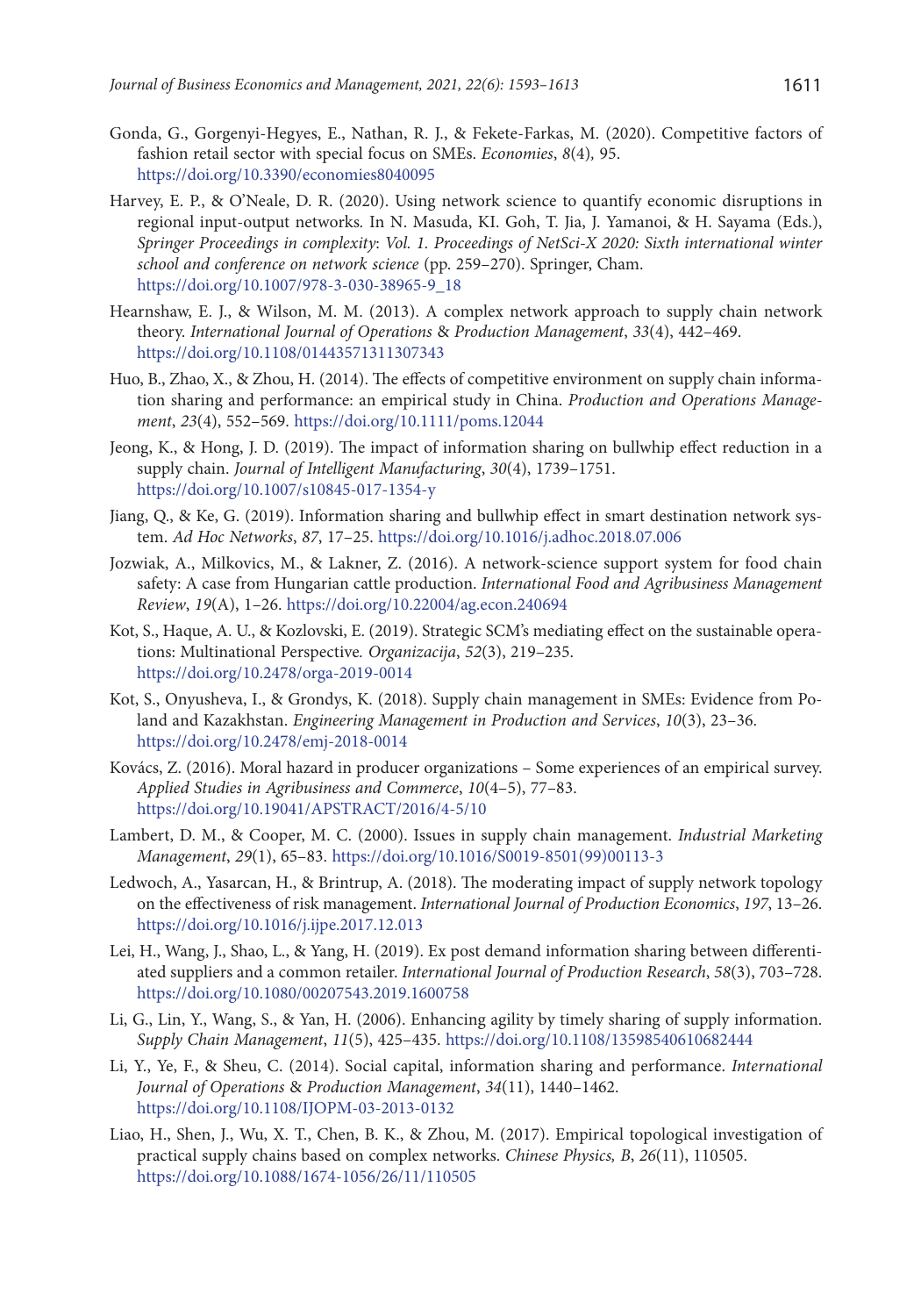Gonda, G., Gorgenyi-Hegyes, E., Nathan, R. J., & Fekete-Farkas, M. (2020). Competitive factors of fashion retail sector with special focus on SMEs. *Economies*, *8*(4), 95. https://doi.org/10.3390/economies8040095

Harvey, E. P., & O'Neale, D. R. (2020). Using network science to quantify economic disruptions in regional input-output networks. In N. Masuda, KI. Goh, T. Jia, J. Yamanoi, & H. Sayama (Eds.), *Springer Proceedings in complexity*: *Vol. 1. Proceedings of NetSci-X 2020: Sixth international winter school and conference on network science* (pp. 259–270). Springer, Cham. https://doi.org/10.1007/978-3-030-38965-9_18

Hearnshaw, E. J., & Wilson, M. M. (2013). A complex network approach to supply chain network theory. *International Journal of Operations & Production Management*, *33*(4), 442–469. https://doi.org/10.1108/01443571311307343

Huo, B., Zhao, X., & Zhou, H. (2014). The effects of competitive environment on supply chain information sharing and performance: an empirical study in China. *Production and Operations Management*, *23*(4), 552–569. https://doi.org/10.1111/poms.12044

Jeong, K., & Hong, J. D. (2019). The impact of information sharing on bullwhip effect reduction in a supply chain. *Journal of Intelligent Manufacturing*, *30*(4), 1739–1751. https://doi.org/10.1007/s10845-017-1354-y

Jiang, Q., & Ke, G. (2019). Information sharing and bullwhip effect in smart destination network system. *Ad Hoc Networks*, *87*, 17–25. https://doi.org/10.1016/j.adhoc.2018.07.006

Jozwiak, A., Milkovics, M., & Lakner, Z. (2016). A network-science support system for food chain safety: A case from Hungarian cattle production. *International Food and Agribusiness Management Review*, *19*(A), 1–26. https://doi.org/10.22004/ag.econ.240694

Kot, S., Haque, A. U., & Kozlovski, E. (2019). Strategic SCM's mediating effect on the sustainable operations: Multinational Perspective. *Organizacija*, *52*(3), 219–235. https://doi.org/10.2478/orga-2019-0014

Kot, S., Onyusheva, I., & Grondys, K. (2018). Supply chain management in SMEs: Evidence from Poland and Kazakhstan. *Engineering Management in Production and Services*, *10*(3), 23–36. https://doi.org/10.2478/emj-2018-0014

Kovács, Z. (2016). Moral hazard in producer organizations – Some experiences of an empirical survey. *Applied Studies in Agribusiness and Commerce*, *10*(4–5), 77–83. https://doi.org/10.19041/APSTRACT/2016/4-5/10

Lambert, D. M., & Cooper, M. C. (2000). Issues in supply chain management. *Industrial Marketing Management*, *29*(1), 65–83. https://doi.org/10.1016/S0019-8501(99)00113-3

Ledwoch, A., Yasarcan, H., & Brintrup, A. (2018). The moderating impact of supply network topology on the effectiveness of risk management. *International Journal of Production Economics*, *197*, 13–26. https://doi.org/10.1016/j.ijpe.2017.12.013

Lei, H., Wang, J., Shao, L., & Yang, H. (2019). Ex post demand information sharing between differentiated suppliers and a common retailer. *International Journal of Production Research*, *58*(3), 703–728. https://doi.org/10.1080/00207543.2019.1600758

Li, G., Lin, Y., Wang, S., & Yan, H. (2006). Enhancing agility by timely sharing of supply information. *Supply Chain Management*, *11*(5), 425–435. https://doi.org/10.1108/13598540610682444

Li, Y., Ye, F., & Sheu, C. (2014). Social capital, information sharing and performance. *International Journal of Operations & Production Management*, *34*(11), 1440–1462. https://doi.org/10.1108/IJOPM-03-2013-0132

Liao, H., Shen, J., Wu, X. T., Chen, B. K., & Zhou, M. (2017). Empirical topological investigation of practical supply chains based on complex networks. *Chinese Physics, B*, *26*(11), 110505. https://doi.org/10.1088/1674-1056/26/11/110505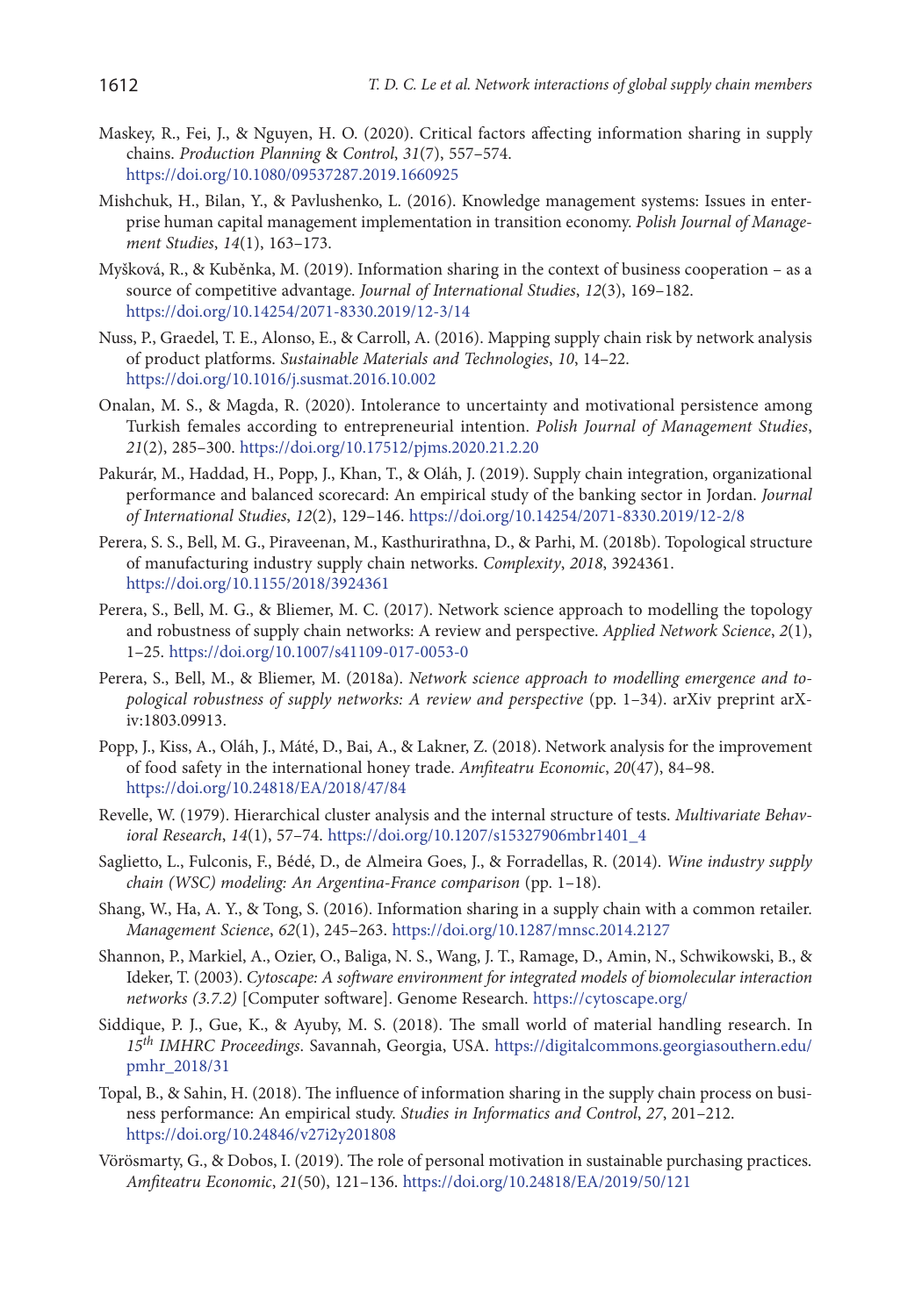Maskey, R., Fei, J., & Nguyen, H. O. (2020). Critical factors affecting information sharing in supply chains. *Production Planning & Control*, *31*(7), 557–574. https://doi.org/10.1080/09537287.2019.1660925

Mishchuk, H., Bilan, Y., & Pavlushenko, L. (2016). Knowledge management systems: Issues in enterprise human capital management implementation in transition economy. *Polish Journal of Management Studies*, *14*(1), 163–173.

Myšková, R., & Kuběnka, M. (2019). Information sharing in the context of business cooperation – as a source of competitive advantage. *Journal of International Studies*, *12*(3), 169–182. https://doi.org/10.14254/2071-8330.2019/12-3/14

Nuss, P., Graedel, T. E., Alonso, E., & Carroll, A. (2016). Mapping supply chain risk by network analysis of product platforms. *Sustainable Materials and Technologies*, *10*, 14–22. https://doi.org/10.1016/j.susmat.2016.10.002

Onalan, M. S., & Magda, R. (2020). Intolerance to uncertainty and motivational persistence among Turkish females according to entrepreneurial intention. *Polish Journal of Management Studies*, *21*(2), 285–300. https://doi.org/10.17512/pjms.2020.21.2.20

Pakurár, M., Haddad, H., Popp, J., Khan, T., & Oláh, J. (2019). Supply chain integration, organizational performance and balanced scorecard: An empirical study of the banking sector in Jordan. *Journal of International Studies*, *12*(2), 129–146. https://doi.org/10.14254/2071-8330.2019/12-2/8

Perera, S. S., Bell, M. G., Piraveenan, M., Kasthurirathna, D., & Parhi, M. (2018b). Topological structure of manufacturing industry supply chain networks. *Complexity*, *2018*, 3924361. https://doi.org/10.1155/2018/3924361

Perera, S., Bell, M. G., & Bliemer, M. C. (2017). Network science approach to modelling the topology and robustness of supply chain networks: A review and perspective. *Applied Network Science*, *2*(1), 1–25. https://doi.org/10.1007/s41109-017-0053-0

Perera, S., Bell, M., & Bliemer, M. (2018a). *Network science approach to modelling emergence and topological robustness of supply networks: A review and perspective* (pp. 1–34). arXiv preprint arXiv:1803.09913.

Popp, J., Kiss, A., Oláh, J., Máté, D., Bai, A., & Lakner, Z. (2018). Network analysis for the improvement of food safety in the international honey trade. *Amfiteatru Economic*, *20*(47), 84–98. https://doi.org/10.24818/EA/2018/47/84

Revelle, W. (1979). Hierarchical cluster analysis and the internal structure of tests. *Multivariate Behavioral Research*, *14*(1), 57–74. https://doi.org/10.1207/s15327906mbr1401_4

Saglietto, L., Fulconis, F., Bédé, D., de Almeira Goes, J., & Forradellas, R. (2014). *Wine industry supply chain (WSC) modeling: An Argentina-France comparison* (pp. 1–18).

Shang, W., Ha, A. Y., & Tong, S. (2016). Information sharing in a supply chain with a common retailer. *Management Science*, *62*(1), 245–263. https://doi.org/10.1287/mnsc.2014.2127

Shannon, P., Markiel, A., Ozier, O., Baliga, N. S., Wang, J. T., Ramage, D., Amin, N., Schwikowski, B., & Ideker, T. (2003). *Cytoscape: A software environment for integrated models of biomolecular interaction networks (3.7.2)* [Computer software]. Genome Research. https://cytoscape.org/

Siddique, P. J., Gue, K., & Ayuby, M. S. (2018). The small world of material handling research. In *15th IMHRC Proceedings*. Savannah, Georgia, USA. https://digitalcommons.georgiasouthern.edu/pmhr_2018/31

Topal, B., & Sahin, H. (2018). The influence of information sharing in the supply chain process on business performance: An empirical study. *Studies in Informatics and Control*, *27*, 201–212. https://doi.org/10.24846/v27i2y201808

Vörösmarty, G., & Dobos, I. (2019). The role of personal motivation in sustainable purchasing practices. *Amfiteatru Economic*, *21*(50), 121–136. https://doi.org/10.24818/EA/2019/50/121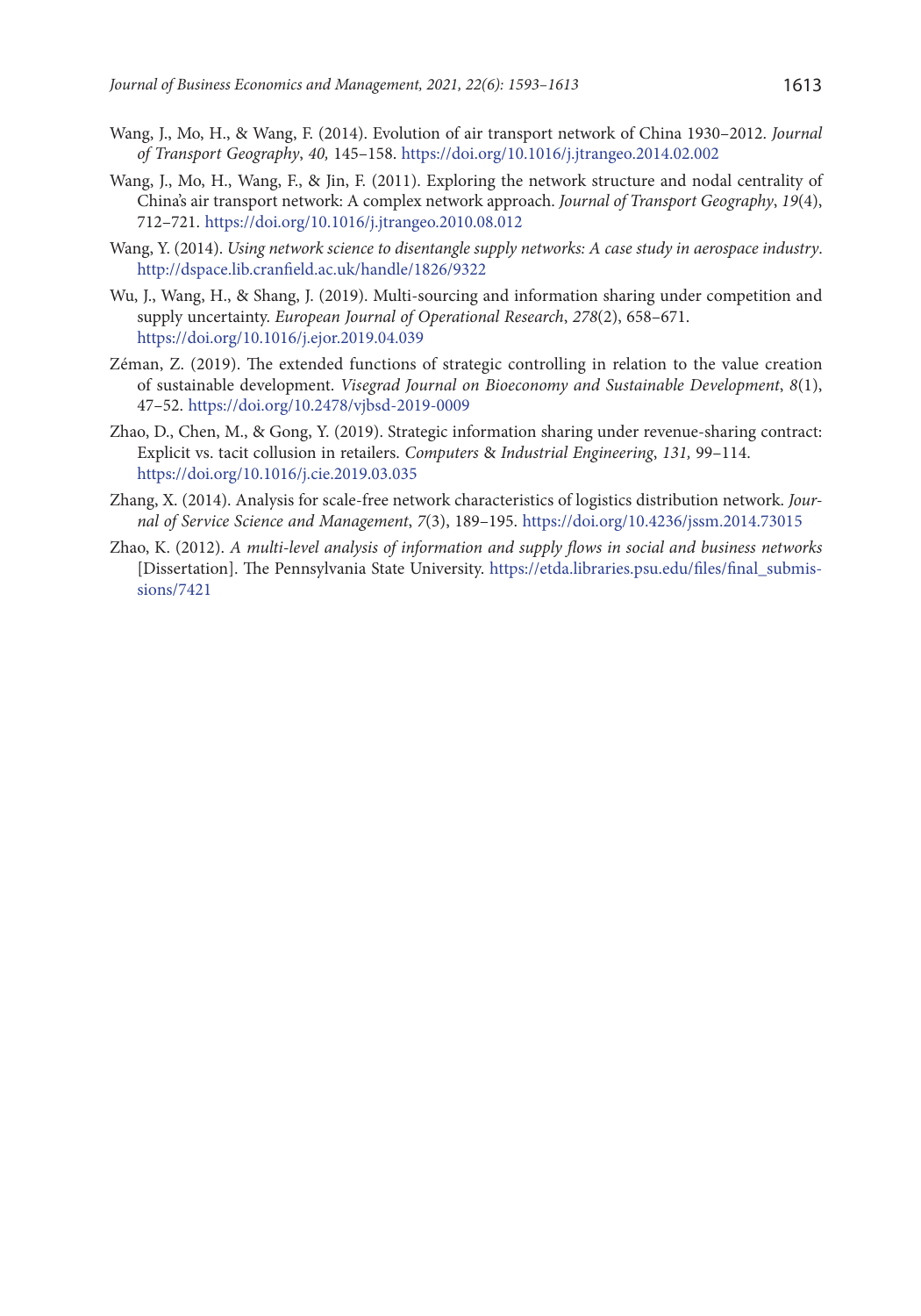Wang, J., Mo, H., & Wang, F. (2014). Evolution of air transport network of China 1930–2012. *Journal of Transport Geography*, *40,* 145–158. https://doi.org/10.1016/j.jtrangeo.2014.02.002

Wang, J., Mo, H., Wang, F., & Jin, F. (2011). Exploring the network structure and nodal centrality of China's air transport network: A complex network approach. *Journal of Transport Geography*, *19*(4), 712–721. https://doi.org/10.1016/j.jtrangeo.2010.08.012

Wang, Y. (2014). *Using network science to disentangle supply networks: A case study in aerospace industry*. http://dspace.lib.cranfield.ac.uk/handle/1826/9322

Wu, J., Wang, H., & Shang, J. (2019). Multi-sourcing and information sharing under competition and supply uncertainty. *European Journal of Operational Research*, *278*(2), 658–671. https://doi.org/10.1016/j.ejor.2019.04.039

Zéman, Z. (2019). The extended functions of strategic controlling in relation to the value creation of sustainable development. *Visegrad Journal on Bioeconomy and Sustainable Development*, *8*(1), 47–52. https://doi.org/10.2478/vjbsd-2019-0009

Zhao, D., Chen, M., & Gong, Y. (2019). Strategic information sharing under revenue-sharing contract: Explicit vs. tacit collusion in retailers. *Computers* & *Industrial Engineering*, *131,* 99–114. https://doi.org/10.1016/j.cie.2019.03.035

Zhang, X. (2014). Analysis for scale-free network characteristics of logistics distribution network. *Journal of Service Science and Management*, *7*(3), 189–195. https://doi.org/10.4236/jssm.2014.73015

Zhao, K. (2012). *A multi-level analysis of information and supply flows in social and business networks* [Dissertation]. The Pennsylvania State University. https://etda.libraries.psu.edu/files/final_submissions/7421